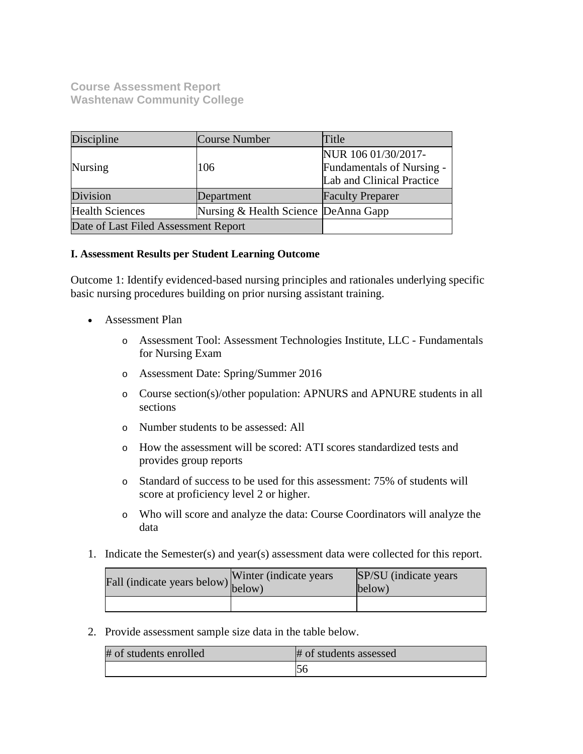**Course Assessment Report**
**Washtenaw Community College**

| Discipline | Course Number | Title |
|---|---|---|
| Nursing | 106 | NUR 106 01/30/2017-Fundamentals of Nursing - Lab and Clinical Practice |
| Division | Department | Faculty Preparer |
| Health Sciences | Nursing & Health Science | DeAnna Gapp |
| Date of Last Filed Assessment Report | | |

**I. Assessment Results per Student Learning Outcome**

Outcome 1: Identify evidenced-based nursing principles and rationales underlying specific basic nursing procedures building on prior nursing assistant training.

- Assessment Plan
  - Assessment Tool: Assessment Technologies Institute, LLC - Fundamentals for Nursing Exam
  - Assessment Date: Spring/Summer 2016
  - Course section(s)/other population: APNURS and APNURE students in all sections
  - Number students to be assessed: All
  - How the assessment will be scored: ATI scores standardized tests and provides group reports
  - Standard of success to be used for this assessment: 75% of students will score at proficiency level 2 or higher.
  - Who will score and analyze the data: Course Coordinators will analyze the data

1. Indicate the Semester(s) and year(s) assessment data were collected for this report.

| Fall (indicate years below) | Winter (indicate years below) | SP/SU (indicate years below) |
|---|---|---|
| | | |

2. Provide assessment sample size data in the table below.

| # of students enrolled | # of students assessed |
|---|---|
| | 56 |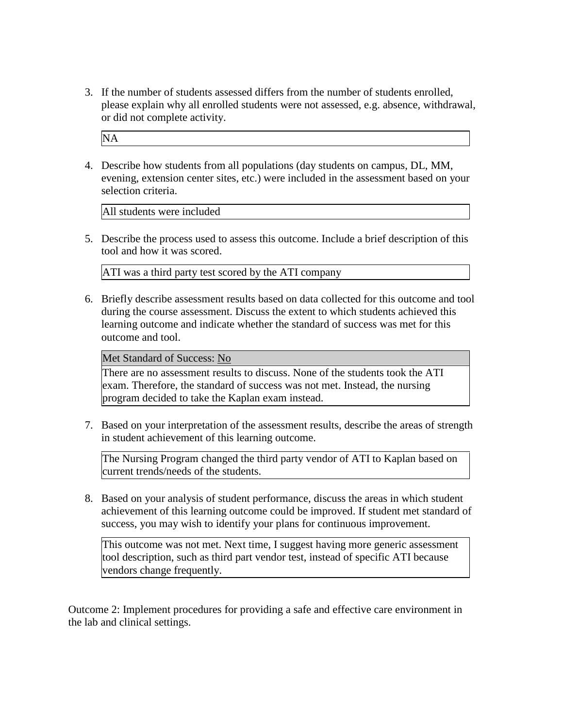3. If the number of students assessed differs from the number of students enrolled, please explain why all enrolled students were not assessed, e.g. absence, withdrawal, or did not complete activity.

| NA |
| --- |

4. Describe how students from all populations (day students on campus, DL, MM, evening, extension center sites, etc.) were included in the assessment based on your selection criteria.

| All students were included |
| --- |

5. Describe the process used to assess this outcome. Include a brief description of this tool and how it was scored.

| ATI was a third party test scored by the ATI company |
| --- |

6. Briefly describe assessment results based on data collected for this outcome and tool during the course assessment. Discuss the extent to which students achieved this learning outcome and indicate whether the standard of success was met for this outcome and tool.

| Met Standard of Success: No |
| --- |
| There are no assessment results to discuss. None of the students took the ATI exam. Therefore, the standard of success was not met. Instead, the nursing program decided to take the Kaplan exam instead. |

7. Based on your interpretation of the assessment results, describe the areas of strength in student achievement of this learning outcome.

| The Nursing Program changed the third party vendor of ATI to Kaplan based on current trends/needs of the students. |
| --- |

8. Based on your analysis of student performance, discuss the areas in which student achievement of this learning outcome could be improved. If student met standard of success, you may wish to identify your plans for continuous improvement.

| This outcome was not met. Next time, I suggest having more generic assessment tool description, such as third part vendor test, instead of specific ATI because vendors change frequently. |
| --- |

Outcome 2: Implement procedures for providing a safe and effective care environment in the lab and clinical settings.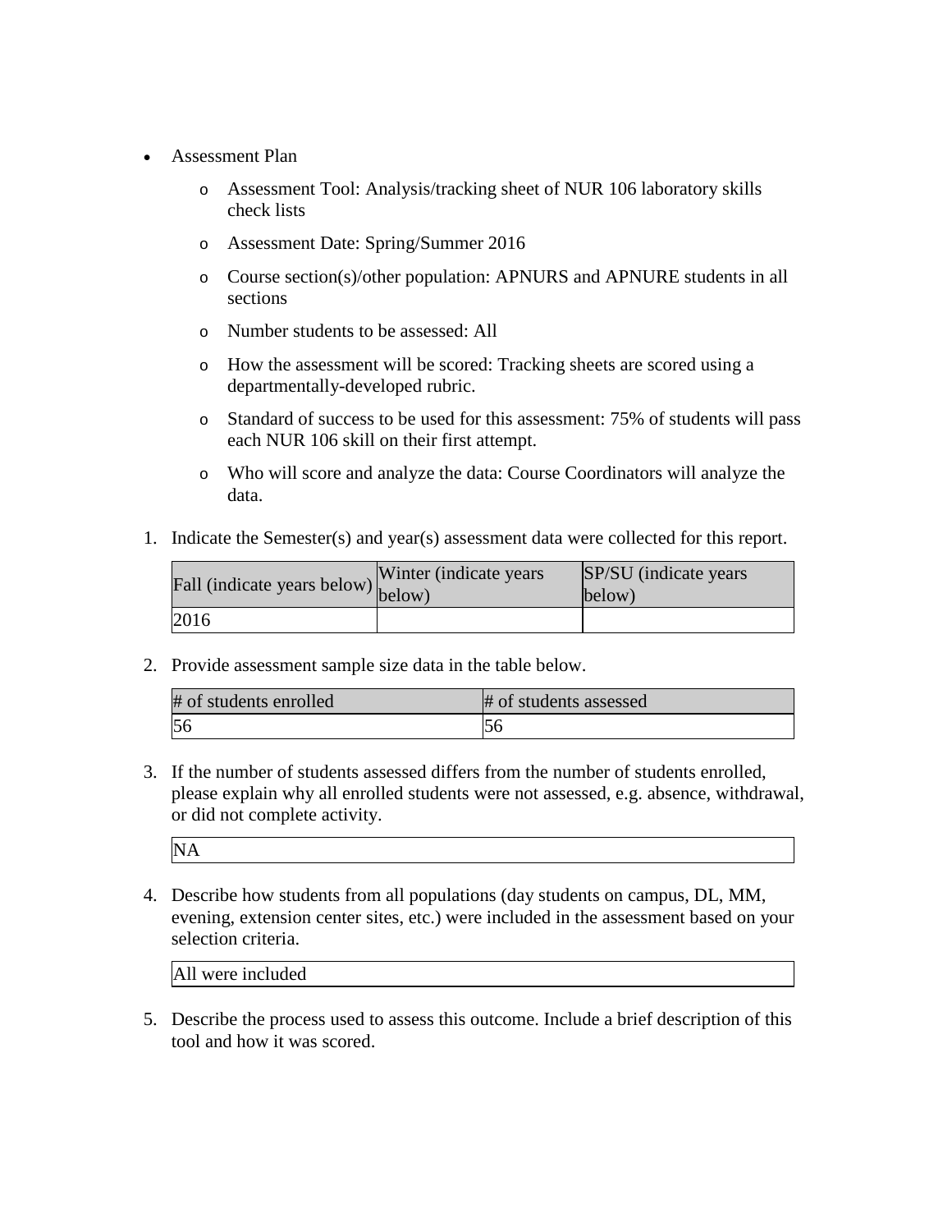- Assessment Plan
  - Assessment Tool: Analysis/tracking sheet of NUR 106 laboratory skills check lists
  - Assessment Date: Spring/Summer 2016
  - Course section(s)/other population: APNURS and APNURE students in all sections
  - Number students to be assessed: All
  - How the assessment will be scored: Tracking sheets are scored using a departmentally-developed rubric.
  - Standard of success to be used for this assessment: 75% of students will pass each NUR 106 skill on their first attempt.
  - Who will score and analyze the data: Course Coordinators will analyze the data.

1. Indicate the Semester(s) and year(s) assessment data were collected for this report.

| Fall (indicate years below) | Winter (indicate years below) | SP/SU (indicate years below) |
|---|---|---|
| 2016 | | |

2. Provide assessment sample size data in the table below.

| # of students enrolled | # of students assessed |
|---|---|
| 56 | 56 |

3. If the number of students assessed differs from the number of students enrolled, please explain why all enrolled students were not assessed, e.g. absence, withdrawal, or did not complete activity.

| NA |
|---|

4. Describe how students from all populations (day students on campus, DL, MM, evening, extension center sites, etc.) were included in the assessment based on your selection criteria.

| All were included |
|---|

5. Describe the process used to assess this outcome. Include a brief description of this tool and how it was scored.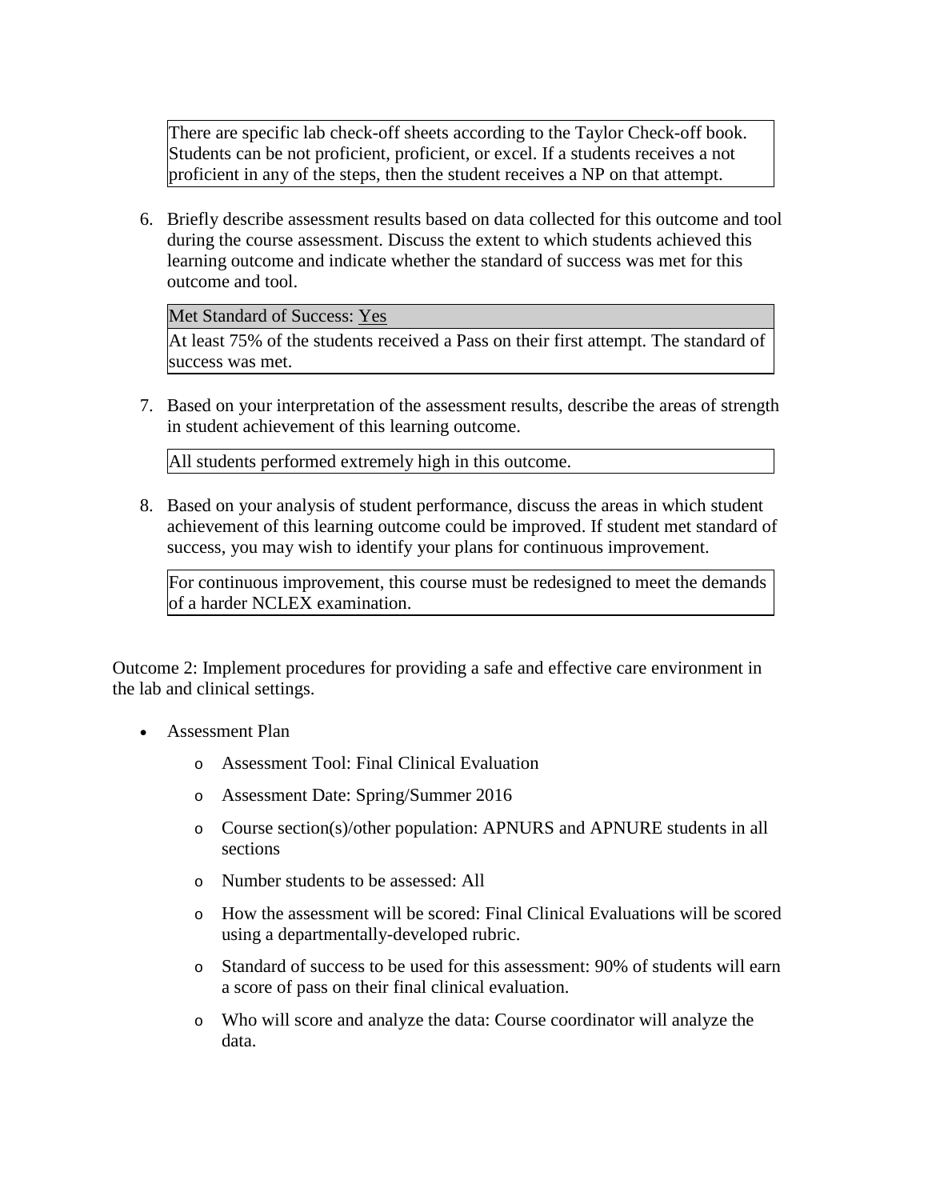There are specific lab check-off sheets according to the Taylor Check-off book. Students can be not proficient, proficient, or excel. If a students receives a not proficient in any of the steps, then the student receives a NP on that attempt.

6. Briefly describe assessment results based on data collected for this outcome and tool during the course assessment. Discuss the extent to which students achieved this learning outcome and indicate whether the standard of success was met for this outcome and tool.

| Met Standard of Success: Yes |
| --- |
| At least 75% of the students received a Pass on their first attempt. The standard of success was met. |

7. Based on your interpretation of the assessment results, describe the areas of strength in student achievement of this learning outcome.

All students performed extremely high in this outcome.

8. Based on your analysis of student performance, discuss the areas in which student achievement of this learning outcome could be improved. If student met standard of success, you may wish to identify your plans for continuous improvement.

For continuous improvement, this course must be redesigned to meet the demands of a harder NCLEX examination.

Outcome 2: Implement procedures for providing a safe and effective care environment in the lab and clinical settings.

- Assessment Plan
  - Assessment Tool: Final Clinical Evaluation
  - Assessment Date: Spring/Summer 2016
  - Course section(s)/other population: APNURS and APNURE students in all sections
  - Number students to be assessed: All
  - How the assessment will be scored: Final Clinical Evaluations will be scored using a departmentally-developed rubric.
  - Standard of success to be used for this assessment: 90% of students will earn a score of pass on their final clinical evaluation.
  - Who will score and analyze the data: Course coordinator will analyze the data.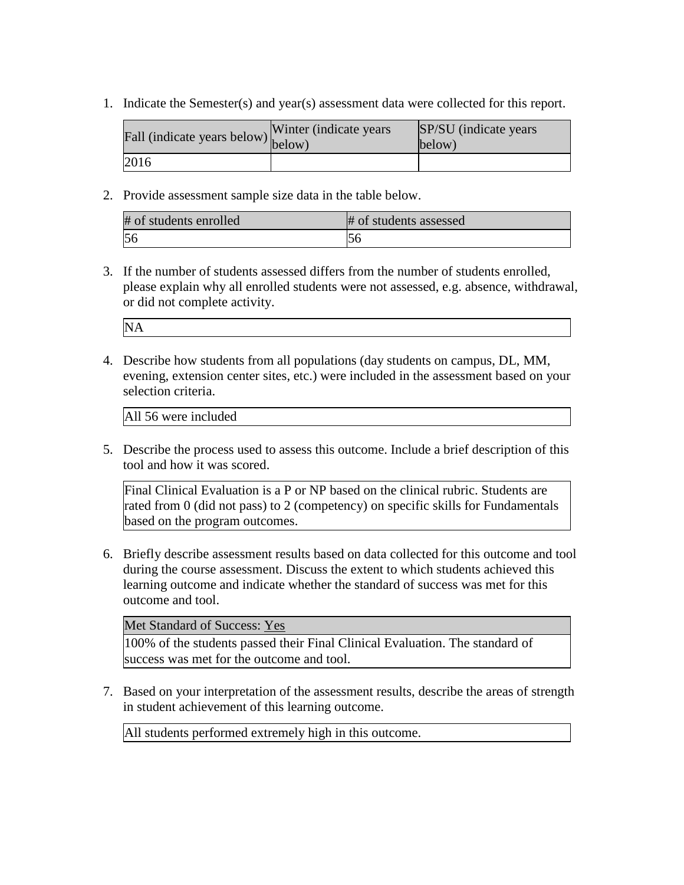1. Indicate the Semester(s) and year(s) assessment data were collected for this report.

| Fall (indicate years below) | Winter (indicate years below) | SP/SU (indicate years below) |
| --- | --- | --- |
| 2016 | | |

2. Provide assessment sample size data in the table below.

| # of students enrolled | # of students assessed |
| --- | --- |
| 56 | 56 |

3. If the number of students assessed differs from the number of students enrolled, please explain why all enrolled students were not assessed, e.g. absence, withdrawal, or did not complete activity.

| NA |
| --- |

4. Describe how students from all populations (day students on campus, DL, MM, evening, extension center sites, etc.) were included in the assessment based on your selection criteria.

| All 56 were included |
| --- |

5. Describe the process used to assess this outcome. Include a brief description of this tool and how it was scored.

| Final Clinical Evaluation is a P or NP based on the clinical rubric. Students are rated from 0 (did not pass) to 2 (competency) on specific skills for Fundamentals based on the program outcomes. |
| --- |

6. Briefly describe assessment results based on data collected for this outcome and tool during the course assessment. Discuss the extent to which students achieved this learning outcome and indicate whether the standard of success was met for this outcome and tool.

| Met Standard of Success: Yes |
| --- |
| 100% of the students passed their Final Clinical Evaluation. The standard of success was met for the outcome and tool. |

7. Based on your interpretation of the assessment results, describe the areas of strength in student achievement of this learning outcome.

| All students performed extremely high in this outcome. |
| --- |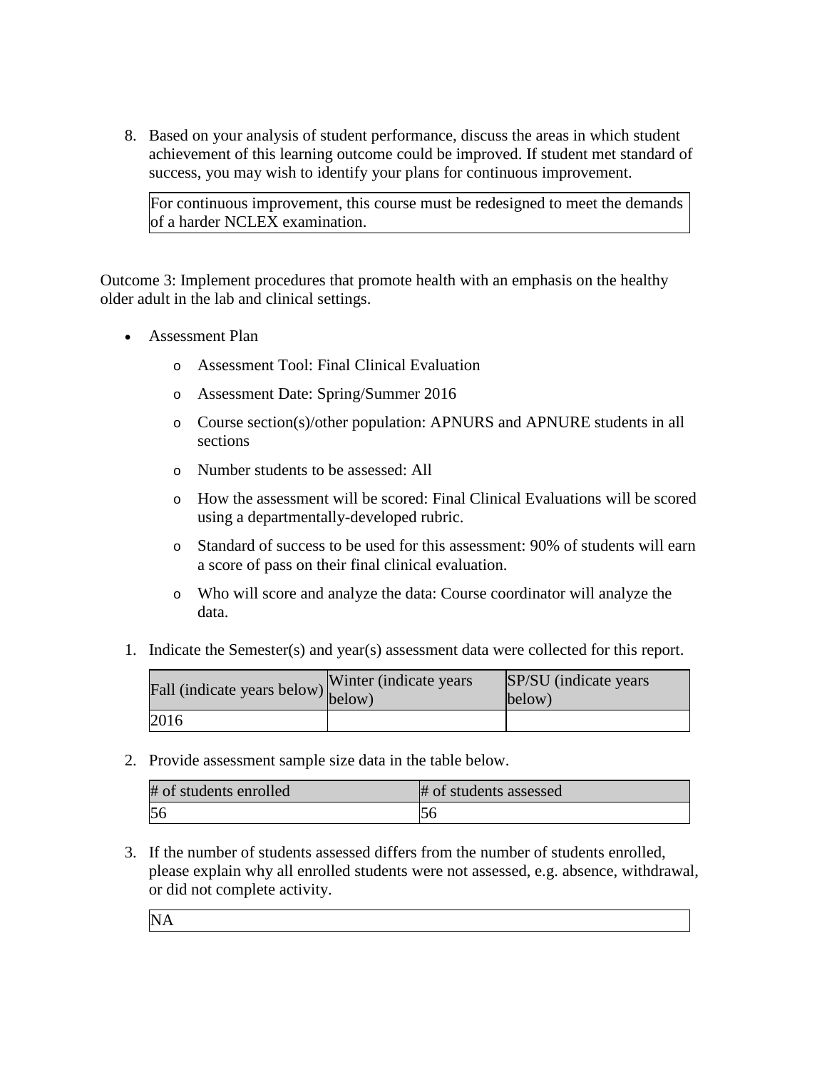8. Based on your analysis of student performance, discuss the areas in which student achievement of this learning outcome could be improved. If student met standard of success, you may wish to identify your plans for continuous improvement.

| For continuous improvement, this course must be redesigned to meet the demands of a harder NCLEX examination. |
|---|

Outcome 3: Implement procedures that promote health with an emphasis on the healthy older adult in the lab and clinical settings.

- Assessment Plan
  - Assessment Tool: Final Clinical Evaluation
  - Assessment Date: Spring/Summer 2016
  - Course section(s)/other population: APNURS and APNURE students in all sections
  - Number students to be assessed: All
  - How the assessment will be scored: Final Clinical Evaluations will be scored using a departmentally-developed rubric.
  - Standard of success to be used for this assessment: 90% of students will earn a score of pass on their final clinical evaluation.
  - Who will score and analyze the data: Course coordinator will analyze the data.

1. Indicate the Semester(s) and year(s) assessment data were collected for this report.

| Fall (indicate years below) | Winter (indicate years below) | SP/SU (indicate years below) |
|---|---|---|
| 2016 | | |

2. Provide assessment sample size data in the table below.

| # of students enrolled | # of students assessed |
|---|---|
| 56 | 56 |

3. If the number of students assessed differs from the number of students enrolled, please explain why all enrolled students were not assessed, e.g. absence, withdrawal, or did not complete activity.

| NA |
|---|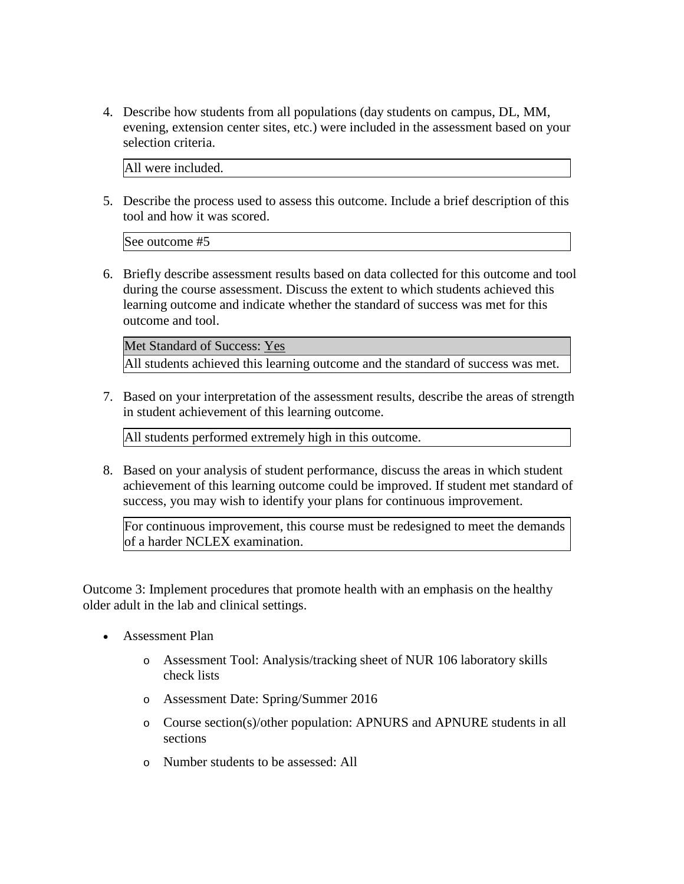4. Describe how students from all populations (day students on campus, DL, MM, evening, extension center sites, etc.) were included in the assessment based on your selection criteria.

   | All were included. |
   |---|

5. Describe the process used to assess this outcome. Include a brief description of this tool and how it was scored.

   | See outcome #5 |
   |---|

6. Briefly describe assessment results based on data collected for this outcome and tool during the course assessment. Discuss the extent to which students achieved this learning outcome and indicate whether the standard of success was met for this outcome and tool.

   | Met Standard of Success: Yes |
   |---|
   | All students achieved this learning outcome and the standard of success was met. |

7. Based on your interpretation of the assessment results, describe the areas of strength in student achievement of this learning outcome.

   | All students performed extremely high in this outcome. |
   |---|

8. Based on your analysis of student performance, discuss the areas in which student achievement of this learning outcome could be improved. If student met standard of success, you may wish to identify your plans for continuous improvement.

   | For continuous improvement, this course must be redesigned to meet the demands of a harder NCLEX examination. |
   |---|

Outcome 3: Implement procedures that promote health with an emphasis on the healthy older adult in the lab and clinical settings.

- Assessment Plan
  - Assessment Tool: Analysis/tracking sheet of NUR 106 laboratory skills check lists
  - Assessment Date: Spring/Summer 2016
  - Course section(s)/other population: APNURS and APNURE students in all sections
  - Number students to be assessed: All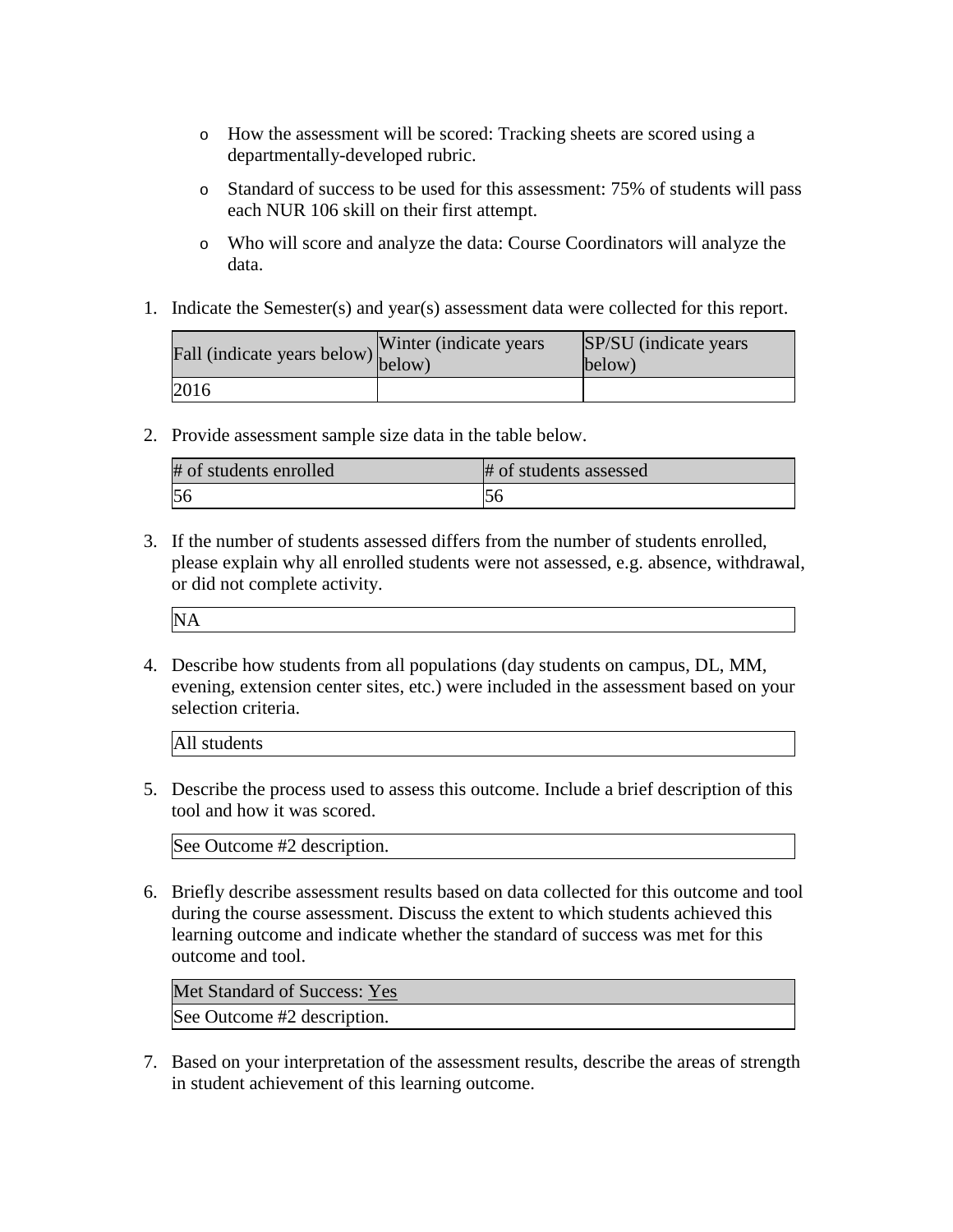- How the assessment will be scored: Tracking sheets are scored using a departmentally-developed rubric.
- Standard of success to be used for this assessment: 75% of students will pass each NUR 106 skill on their first attempt.
- Who will score and analyze the data: Course Coordinators will analyze the data.

1. Indicate the Semester(s) and year(s) assessment data were collected for this report.

| Fall (indicate years below) | Winter (indicate years below) | SP/SU (indicate years below) |
| --- | --- | --- |
| 2016 | | |

2. Provide assessment sample size data in the table below.

| # of students enrolled | # of students assessed |
| --- | --- |
| 56 | 56 |

3. If the number of students assessed differs from the number of students enrolled, please explain why all enrolled students were not assessed, e.g. absence, withdrawal, or did not complete activity.

| NA |
| --- |

4. Describe how students from all populations (day students on campus, DL, MM, evening, extension center sites, etc.) were included in the assessment based on your selection criteria.

| All students |
| --- |

5. Describe the process used to assess this outcome. Include a brief description of this tool and how it was scored.

| See Outcome #2 description. |
| --- |

6. Briefly describe assessment results based on data collected for this outcome and tool during the course assessment. Discuss the extent to which students achieved this learning outcome and indicate whether the standard of success was met for this outcome and tool.

| Met Standard of Success: Yes |
| --- |
| See Outcome #2 description. |

7. Based on your interpretation of the assessment results, describe the areas of strength in student achievement of this learning outcome.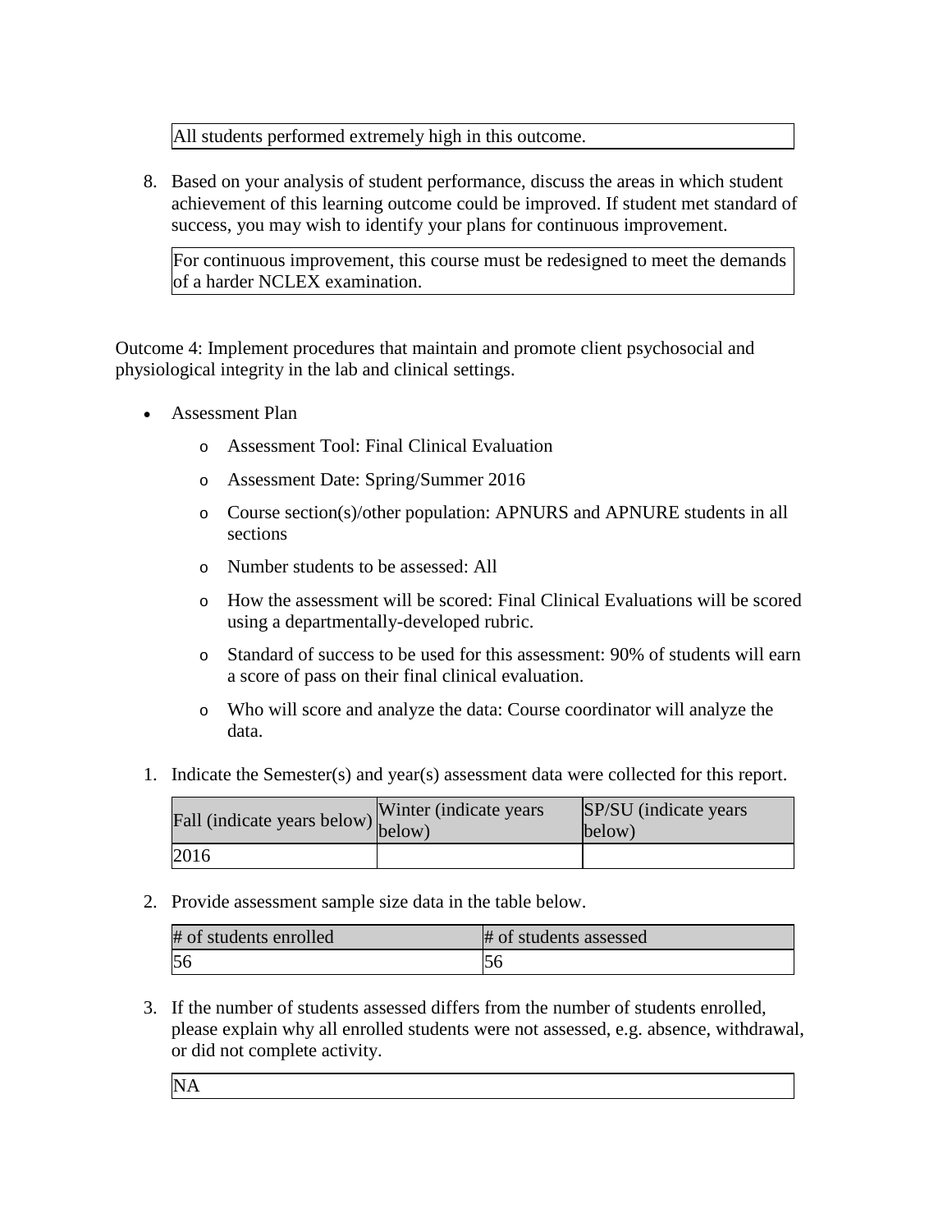All students performed extremely high in this outcome.

8. Based on your analysis of student performance, discuss the areas in which student achievement of this learning outcome could be improved. If student met standard of success, you may wish to identify your plans for continuous improvement.

For continuous improvement, this course must be redesigned to meet the demands of a harder NCLEX examination.

Outcome 4: Implement procedures that maintain and promote client psychosocial and physiological integrity in the lab and clinical settings.

- Assessment Plan
  - Assessment Tool: Final Clinical Evaluation
  - Assessment Date: Spring/Summer 2016
  - Course section(s)/other population: APNURS and APNURE students in all sections
  - Number students to be assessed: All
  - How the assessment will be scored: Final Clinical Evaluations will be scored using a departmentally-developed rubric.
  - Standard of success to be used for this assessment: 90% of students will earn a score of pass on their final clinical evaluation.
  - Who will score and analyze the data: Course coordinator will analyze the data.

1. Indicate the Semester(s) and year(s) assessment data were collected for this report.

| Fall (indicate years below) | Winter (indicate years below) | SP/SU (indicate years below) |
|---|---|---|
| 2016 | | |

2. Provide assessment sample size data in the table below.

| # of students enrolled | # of students assessed |
|---|---|
| 56 | 56 |

3. If the number of students assessed differs from the number of students enrolled, please explain why all enrolled students were not assessed, e.g. absence, withdrawal, or did not complete activity.

NA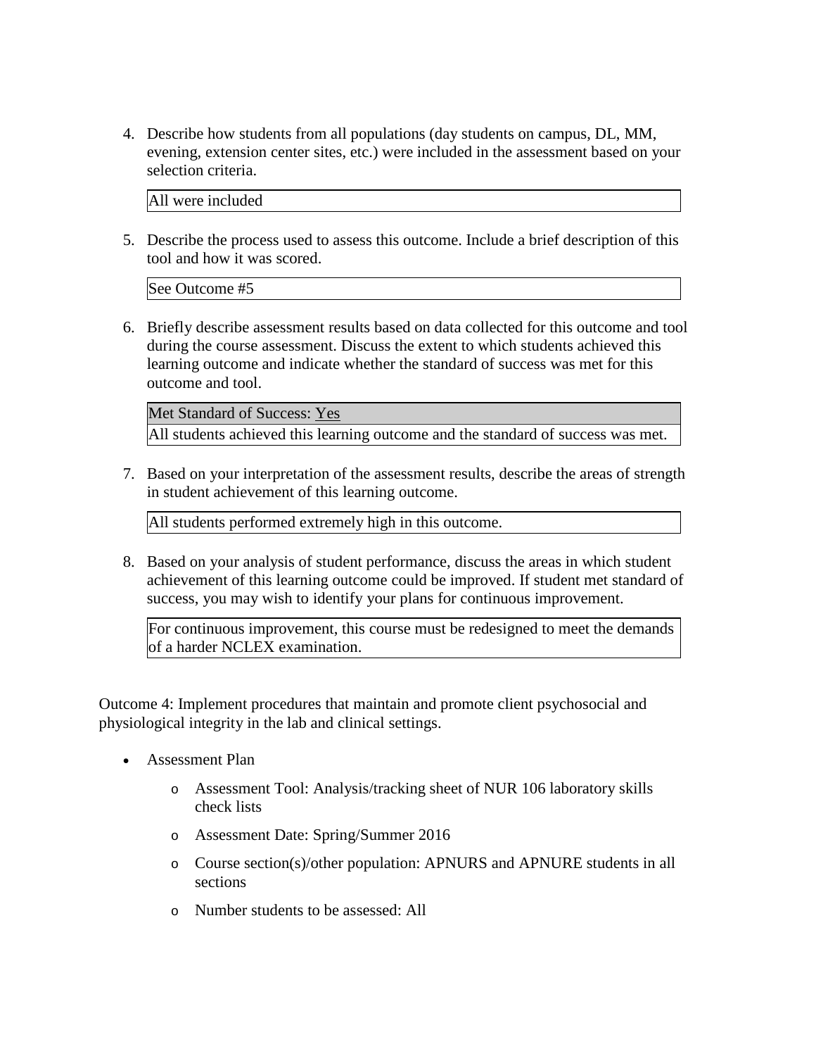4. Describe how students from all populations (day students on campus, DL, MM, evening, extension center sites, etc.) were included in the assessment based on your selection criteria.

| All were included |
|---|

5. Describe the process used to assess this outcome. Include a brief description of this tool and how it was scored.

| See Outcome #5 |
|---|

6. Briefly describe assessment results based on data collected for this outcome and tool during the course assessment. Discuss the extent to which students achieved this learning outcome and indicate whether the standard of success was met for this outcome and tool.

| Met Standard of Success: Yes |
|---|
| All students achieved this learning outcome and the standard of success was met. |

7. Based on your interpretation of the assessment results, describe the areas of strength in student achievement of this learning outcome.

| All students performed extremely high in this outcome. |
|---|

8. Based on your analysis of student performance, discuss the areas in which student achievement of this learning outcome could be improved. If student met standard of success, you may wish to identify your plans for continuous improvement.

| For continuous improvement, this course must be redesigned to meet the demands of a harder NCLEX examination. |
|---|

Outcome 4: Implement procedures that maintain and promote client psychosocial and physiological integrity in the lab and clinical settings.

- Assessment Plan
  - Assessment Tool: Analysis/tracking sheet of NUR 106 laboratory skills check lists
  - Assessment Date: Spring/Summer 2016
  - Course section(s)/other population: APNURS and APNURE students in all sections
  - Number students to be assessed: All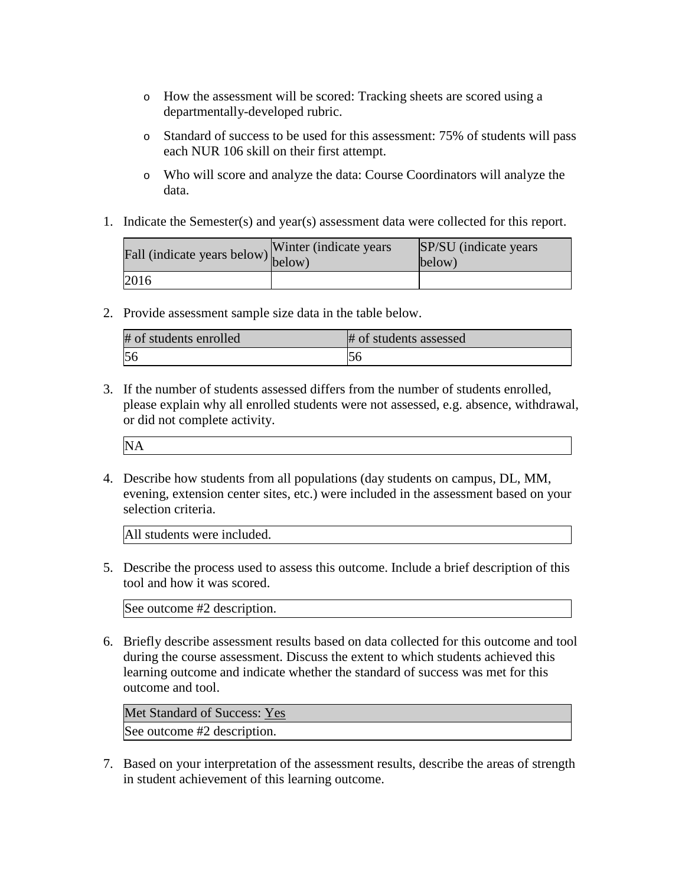- How the assessment will be scored: Tracking sheets are scored using a departmentally-developed rubric.
- Standard of success to be used for this assessment: 75% of students will pass each NUR 106 skill on their first attempt.
- Who will score and analyze the data: Course Coordinators will analyze the data.

1. Indicate the Semester(s) and year(s) assessment data were collected for this report.

| Fall (indicate years below) | Winter (indicate years below) | SP/SU (indicate years below) |
|---|---|---|
| 2016 | | |

2. Provide assessment sample size data in the table below.

| # of students enrolled | # of students assessed |
|---|---|
| 56 | 56 |

3. If the number of students assessed differs from the number of students enrolled, please explain why all enrolled students were not assessed, e.g. absence, withdrawal, or did not complete activity.

| NA |
|---|

4. Describe how students from all populations (day students on campus, DL, MM, evening, extension center sites, etc.) were included in the assessment based on your selection criteria.

| All students were included. |
|---|

5. Describe the process used to assess this outcome. Include a brief description of this tool and how it was scored.

| See outcome #2 description. |
|---|

6. Briefly describe assessment results based on data collected for this outcome and tool during the course assessment. Discuss the extent to which students achieved this learning outcome and indicate whether the standard of success was met for this outcome and tool.

| Met Standard of Success: Yes |
|---|
| See outcome #2 description. |

7. Based on your interpretation of the assessment results, describe the areas of strength in student achievement of this learning outcome.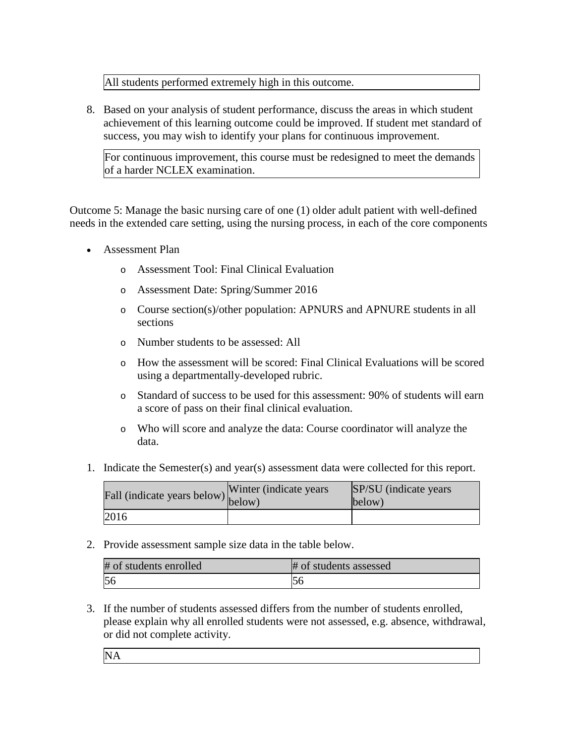| All students performed extremely high in this outcome. |
|---|

8. Based on your analysis of student performance, discuss the areas in which student achievement of this learning outcome could be improved. If student met standard of success, you may wish to identify your plans for continuous improvement.

| For continuous improvement, this course must be redesigned to meet the demands of a harder NCLEX examination. |
|---|

Outcome 5: Manage the basic nursing care of one (1) older adult patient with well-defined needs in the extended care setting, using the nursing process, in each of the core components

- Assessment Plan
  - Assessment Tool: Final Clinical Evaluation
  - Assessment Date: Spring/Summer 2016
  - Course section(s)/other population: APNURS and APNURE students in all sections
  - Number students to be assessed: All
  - How the assessment will be scored: Final Clinical Evaluations will be scored using a departmentally-developed rubric.
  - Standard of success to be used for this assessment: 90% of students will earn a score of pass on their final clinical evaluation.
  - Who will score and analyze the data: Course coordinator will analyze the data.

1. Indicate the Semester(s) and year(s) assessment data were collected for this report.

| Fall (indicate years below) | Winter (indicate years below) | SP/SU (indicate years below) |
|---|---|---|
| 2016 | | |

2. Provide assessment sample size data in the table below.

| # of students enrolled | # of students assessed |
|---|---|
| 56 | 56 |

3. If the number of students assessed differs from the number of students enrolled, please explain why all enrolled students were not assessed, e.g. absence, withdrawal, or did not complete activity.

| NA |
|---|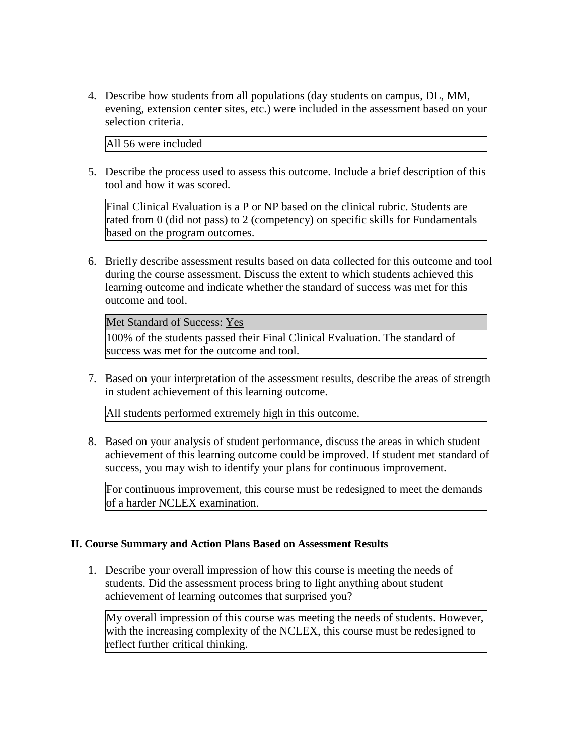4. Describe how students from all populations (day students on campus, DL, MM, evening, extension center sites, etc.) were included in the assessment based on your selection criteria.

| All 56 were included |
|---|

5. Describe the process used to assess this outcome. Include a brief description of this tool and how it was scored.

| Final Clinical Evaluation is a P or NP based on the clinical rubric. Students are rated from 0 (did not pass) to 2 (competency) on specific skills for Fundamentals based on the program outcomes. |
|---|

6. Briefly describe assessment results based on data collected for this outcome and tool during the course assessment. Discuss the extent to which students achieved this learning outcome and indicate whether the standard of success was met for this outcome and tool.

| Met Standard of Success: Yes |
|---|
| 100% of the students passed their Final Clinical Evaluation. The standard of success was met for the outcome and tool. |

7. Based on your interpretation of the assessment results, describe the areas of strength in student achievement of this learning outcome.

| All students performed extremely high in this outcome. |
|---|

8. Based on your analysis of student performance, discuss the areas in which student achievement of this learning outcome could be improved. If student met standard of success, you may wish to identify your plans for continuous improvement.

| For continuous improvement, this course must be redesigned to meet the demands of a harder NCLEX examination. |
|---|

## II. Course Summary and Action Plans Based on Assessment Results

1. Describe your overall impression of how this course is meeting the needs of students. Did the assessment process bring to light anything about student achievement of learning outcomes that surprised you?

| My overall impression of this course was meeting the needs of students. However, with the increasing complexity of the NCLEX, this course must be redesigned to reflect further critical thinking. |
|---|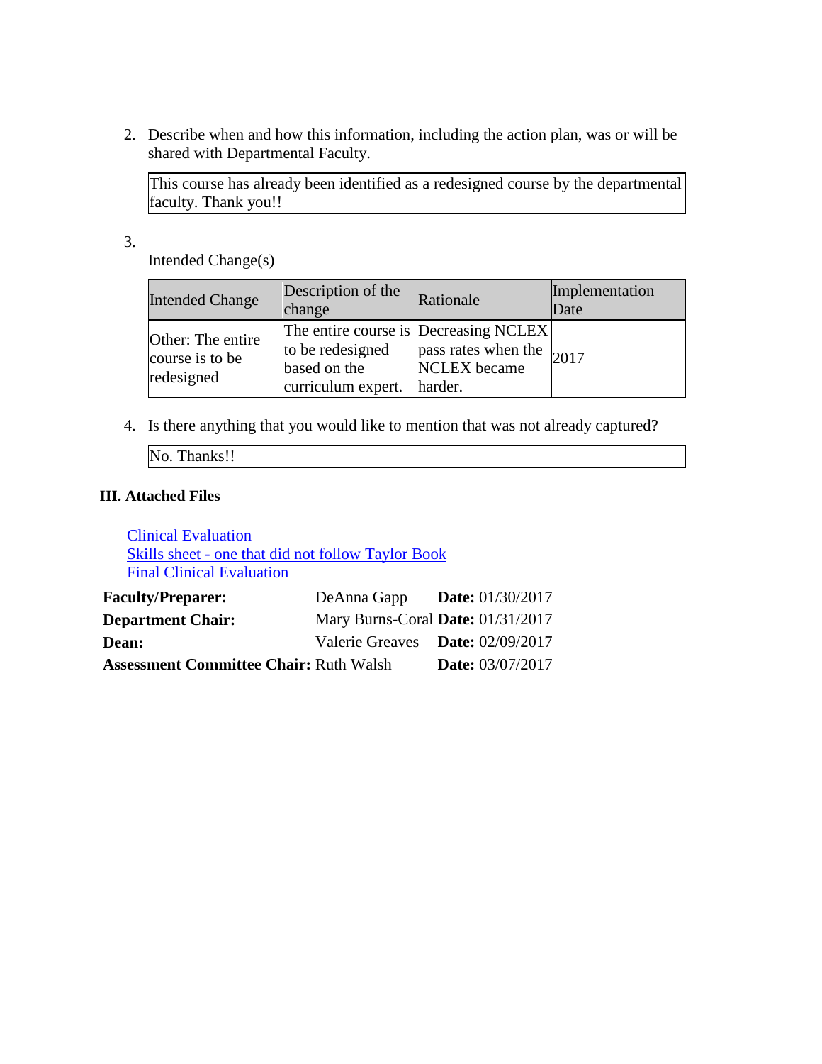2. Describe when and how this information, including the action plan, was or will be shared with Departmental Faculty.

   This course has already been identified as a redesigned course by the departmental faculty. Thank you!!

3. Intended Change(s)

| Intended Change | Description of the change | Rationale | Implementation Date |
|---|---|---|---|
| Other: The entire course is to be redesigned | The entire course is to be redesigned based on the curriculum expert. | Decreasing NCLEX pass rates when the NCLEX became harder. | 2017 |

4. Is there anything that you would like to mention that was not already captured?

   No. Thanks!!

### III. Attached Files

Clinical Evaluation
Skills sheet - one that did not follow Taylor Book
Final Clinical Evaluation

**Faculty/Preparer:** DeAnna Gapp **Date:** 01/30/2017
**Department Chair:** Mary Burns-Coral **Date:** 01/31/2017
**Dean:** Valerie Greaves **Date:** 02/09/2017
**Assessment Committee Chair:** Ruth Walsh **Date:** 03/07/2017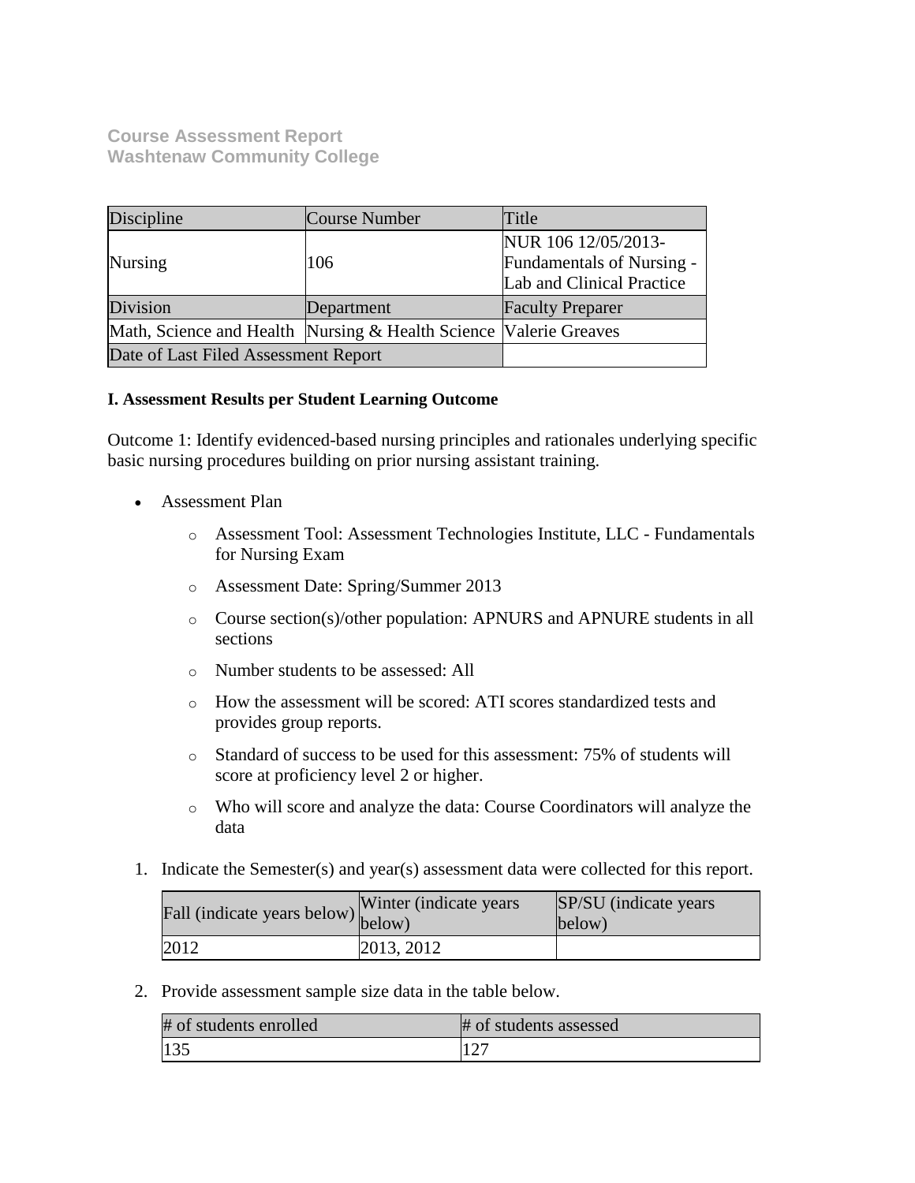**Course Assessment Report**
**Washtenaw Community College**

| Discipline | Course Number | Title |
|---|---|---|
| Nursing | 106 | NUR 106 12/05/2013-Fundamentals of Nursing - Lab and Clinical Practice |
| Division | Department | Faculty Preparer |
| Math, Science and Health | Nursing & Health Science | Valerie Greaves |
| Date of Last Filed Assessment Report | | |

**I. Assessment Results per Student Learning Outcome**

Outcome 1: Identify evidenced-based nursing principles and rationales underlying specific basic nursing procedures building on prior nursing assistant training.

- Assessment Plan
  - Assessment Tool: Assessment Technologies Institute, LLC - Fundamentals for Nursing Exam
  - Assessment Date: Spring/Summer 2013
  - Course section(s)/other population: APNURS and APNURE students in all sections
  - Number students to be assessed: All
  - How the assessment will be scored: ATI scores standardized tests and provides group reports.
  - Standard of success to be used for this assessment: 75% of students will score at proficiency level 2 or higher.
  - Who will score and analyze the data: Course Coordinators will analyze the data

1. Indicate the Semester(s) and year(s) assessment data were collected for this report.

| Fall (indicate years below) | Winter (indicate years below) | SP/SU (indicate years below) |
|---|---|---|
| 2012 | 2013, 2012 | |

2. Provide assessment sample size data in the table below.

| # of students enrolled | # of students assessed |
|---|---|
| 135 | 127 |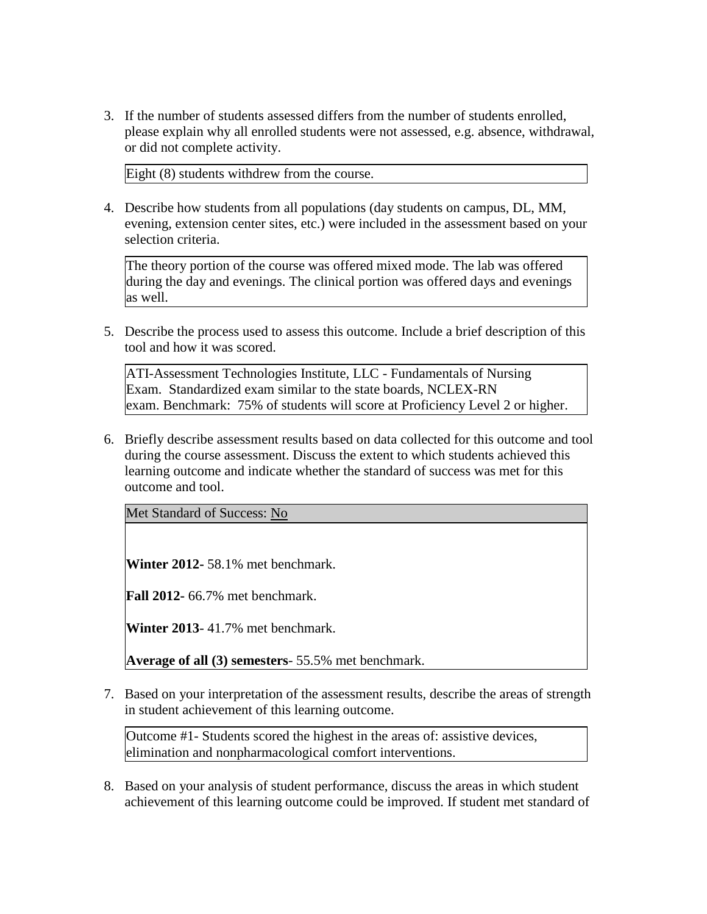3. If the number of students assessed differs from the number of students enrolled, please explain why all enrolled students were not assessed, e.g. absence, withdrawal, or did not complete activity.

   Eight (8) students withdrew from the course.

4. Describe how students from all populations (day students on campus, DL, MM, evening, extension center sites, etc.) were included in the assessment based on your selection criteria.

   The theory portion of the course was offered mixed mode. The lab was offered during the day and evenings. The clinical portion was offered days and evenings as well.

5. Describe the process used to assess this outcome. Include a brief description of this tool and how it was scored.

   ATI-Assessment Technologies Institute, LLC - Fundamentals of Nursing Exam. Standardized exam similar to the state boards, NCLEX-RN exam. Benchmark: 75% of students will score at Proficiency Level 2 or higher.

6. Briefly describe assessment results based on data collected for this outcome and tool during the course assessment. Discuss the extent to which students achieved this learning outcome and indicate whether the standard of success was met for this outcome and tool.

   Met Standard of Success: No

   **Winter 2012-** 58.1% met benchmark.

   **Fall 2012-** 66.7% met benchmark.

   **Winter 2013**- 41.7% met benchmark.

   **Average of all (3) semesters**- 55.5% met benchmark.

7. Based on your interpretation of the assessment results, describe the areas of strength in student achievement of this learning outcome.

   Outcome #1- Students scored the highest in the areas of: assistive devices, elimination and nonpharmacological comfort interventions.

8. Based on your analysis of student performance, discuss the areas in which student achievement of this learning outcome could be improved. If student met standard of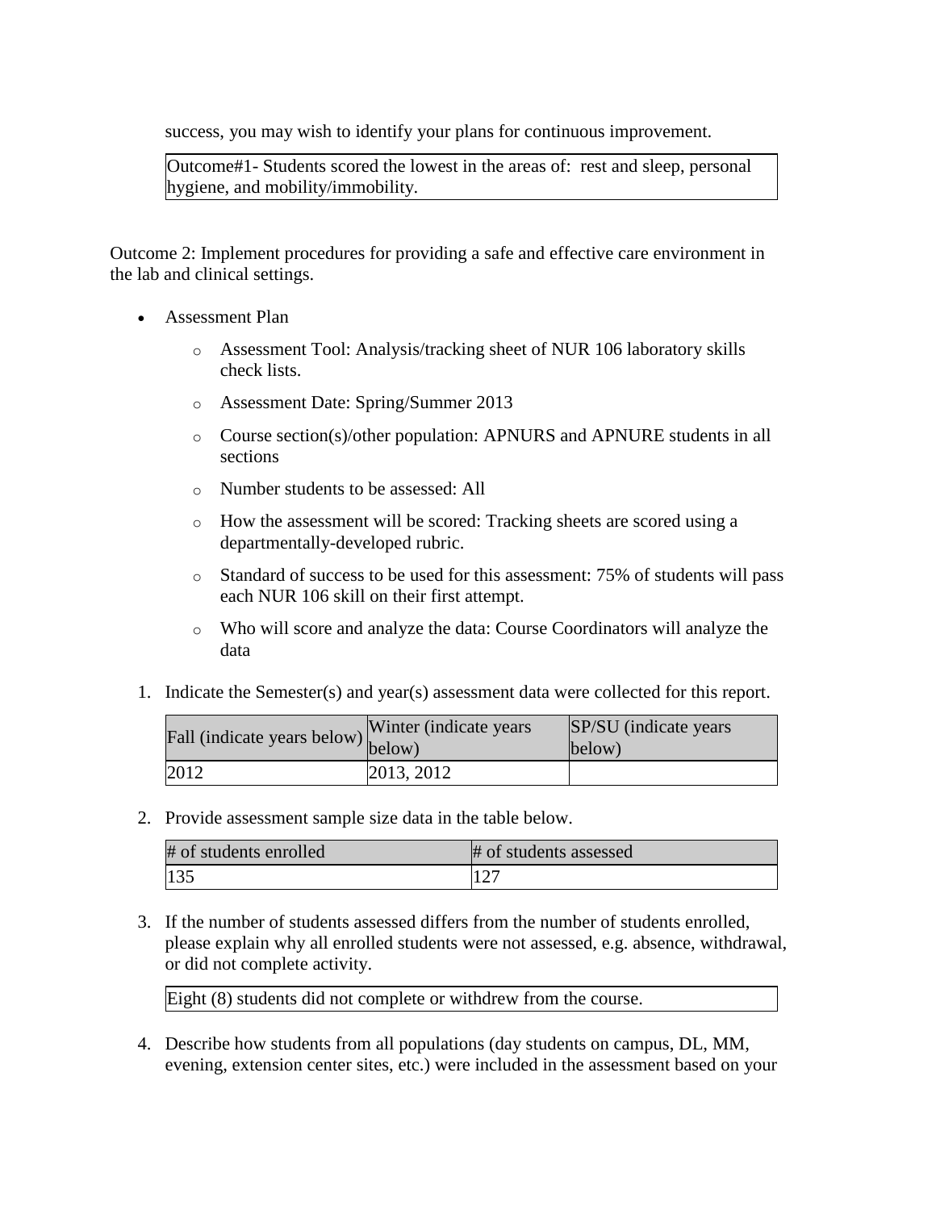success, you may wish to identify your plans for continuous improvement.

| Outcome#1- Students scored the lowest in the areas of: rest and sleep, personal hygiene, and mobility/immobility. |
|---|

Outcome 2: Implement procedures for providing a safe and effective care environment in the lab and clinical settings.

- Assessment Plan
    - Assessment Tool: Analysis/tracking sheet of NUR 106 laboratory skills check lists.
    - Assessment Date: Spring/Summer 2013
    - Course section(s)/other population: APNURS and APNURE students in all sections
    - Number students to be assessed: All
    - How the assessment will be scored: Tracking sheets are scored using a departmentally-developed rubric.
    - Standard of success to be used for this assessment: 75% of students will pass each NUR 106 skill on their first attempt.
    - Who will score and analyze the data: Course Coordinators will analyze the data

1. Indicate the Semester(s) and year(s) assessment data were collected for this report.

| Fall (indicate years below) | Winter (indicate years below) | SP/SU (indicate years below) |
|---|---|---|
| 2012 | 2013, 2012 | |

2. Provide assessment sample size data in the table below.

| # of students enrolled | # of students assessed |
|---|---|
| 135 | 127 |

3. If the number of students assessed differs from the number of students enrolled, please explain why all enrolled students were not assessed, e.g. absence, withdrawal, or did not complete activity.

| Eight (8) students did not complete or withdrew from the course. |
|---|

4. Describe how students from all populations (day students on campus, DL, MM, evening, extension center sites, etc.) were included in the assessment based on your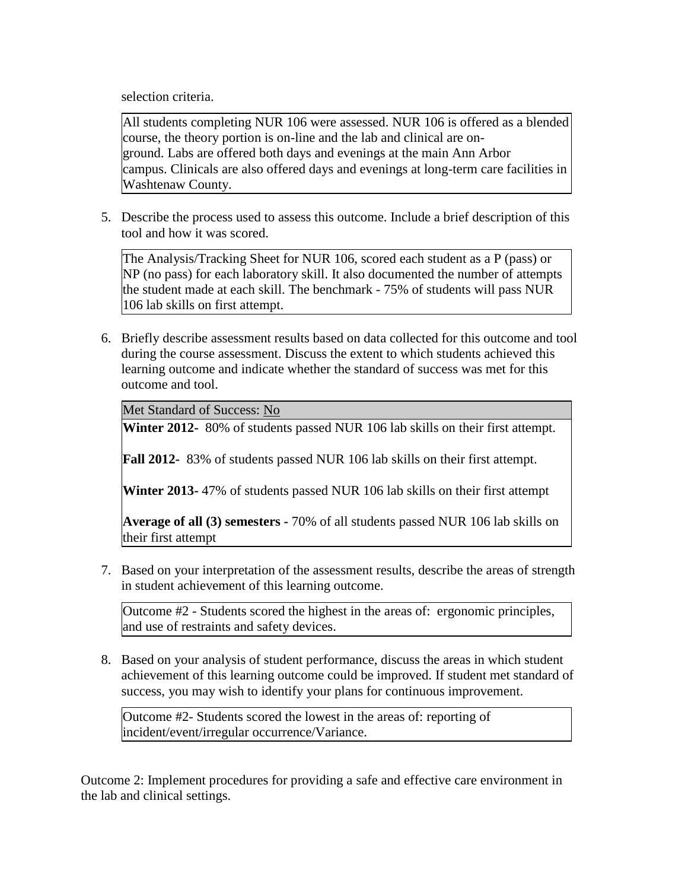selection criteria.

All students completing NUR 106 were assessed. NUR 106 is offered as a blended course, the theory portion is on-line and the lab and clinical are on-ground. Labs are offered both days and evenings at the main Ann Arbor campus. Clinicals are also offered days and evenings at long-term care facilities in Washtenaw County.

5. Describe the process used to assess this outcome. Include a brief description of this tool and how it was scored.

The Analysis/Tracking Sheet for NUR 106, scored each student as a P (pass) or NP (no pass) for each laboratory skill. It also documented the number of attempts the student made at each skill. The benchmark - 75% of students will pass NUR 106 lab skills on first attempt.

6. Briefly describe assessment results based on data collected for this outcome and tool during the course assessment. Discuss the extent to which students achieved this learning outcome and indicate whether the standard of success was met for this outcome and tool.

Met Standard of Success: No

**Winter 2012-** 80% of students passed NUR 106 lab skills on their first attempt.

**Fall 2012-** 83% of students passed NUR 106 lab skills on their first attempt.

**Winter 2013-** 47% of students passed NUR 106 lab skills on their first attempt

**Average of all (3) semesters -** 70% of all students passed NUR 106 lab skills on their first attempt

7. Based on your interpretation of the assessment results, describe the areas of strength in student achievement of this learning outcome.

Outcome #2 - Students scored the highest in the areas of: ergonomic principles, and use of restraints and safety devices.

8. Based on your analysis of student performance, discuss the areas in which student achievement of this learning outcome could be improved. If student met standard of success, you may wish to identify your plans for continuous improvement.

Outcome #2- Students scored the lowest in the areas of: reporting of incident/event/irregular occurrence/Variance.

Outcome 2: Implement procedures for providing a safe and effective care environment in the lab and clinical settings.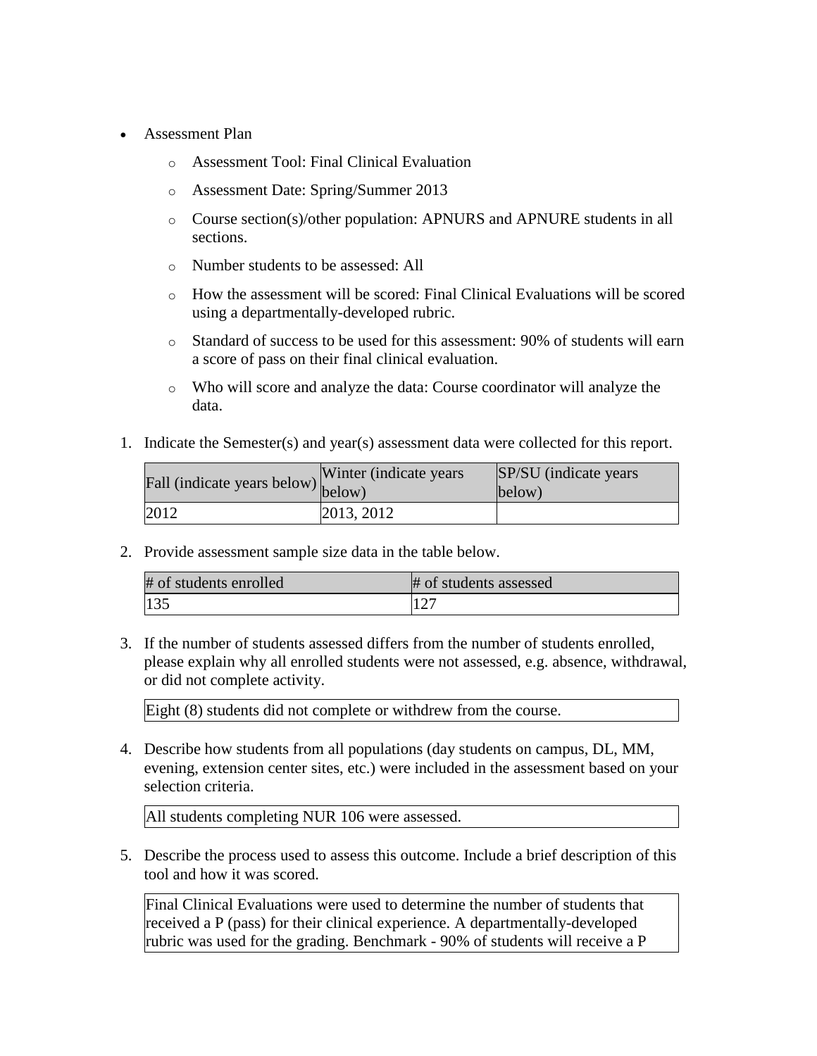- Assessment Plan
  - Assessment Tool: Final Clinical Evaluation
  - Assessment Date: Spring/Summer 2013
  - Course section(s)/other population: APNURS and APNURE students in all sections.
  - Number students to be assessed: All
  - How the assessment will be scored: Final Clinical Evaluations will be scored using a departmentally-developed rubric.
  - Standard of success to be used for this assessment: 90% of students will earn a score of pass on their final clinical evaluation.
  - Who will score and analyze the data: Course coordinator will analyze the data.

1. Indicate the Semester(s) and year(s) assessment data were collected for this report.

| Fall (indicate years below) | Winter (indicate years below) | SP/SU (indicate years below) |
|---|---|---|
| 2012 | 2013, 2012 | |

2. Provide assessment sample size data in the table below.

| # of students enrolled | # of students assessed |
|---|---|
| 135 | 127 |

3. If the number of students assessed differs from the number of students enrolled, please explain why all enrolled students were not assessed, e.g. absence, withdrawal, or did not complete activity.

Eight (8) students did not complete or withdrew from the course.

4. Describe how students from all populations (day students on campus, DL, MM, evening, extension center sites, etc.) were included in the assessment based on your selection criteria.

All students completing NUR 106 were assessed.

5. Describe the process used to assess this outcome. Include a brief description of this tool and how it was scored.

Final Clinical Evaluations were used to determine the number of students that received a P (pass) for their clinical experience. A departmentally-developed rubric was used for the grading. Benchmark - 90% of students will receive a P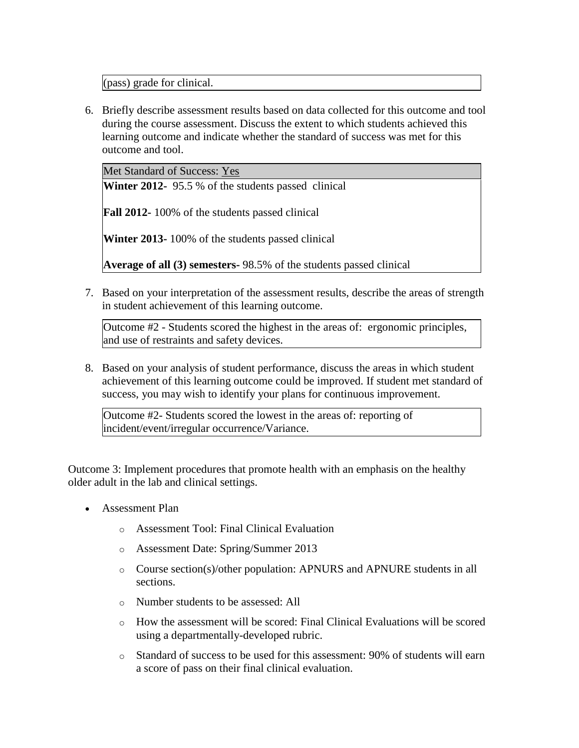(pass) grade for clinical.

6. Briefly describe assessment results based on data collected for this outcome and tool during the course assessment. Discuss the extent to which students achieved this learning outcome and indicate whether the standard of success was met for this outcome and tool.

   Met Standard of Success: Yes

   **Winter 2012-** 95.5 % of the students passed clinical

   **Fall 2012-** 100% of the students passed clinical

   **Winter 2013-** 100% of the students passed clinical

   **Average of all (3) semesters-** 98.5% of the students passed clinical

7. Based on your interpretation of the assessment results, describe the areas of strength in student achievement of this learning outcome.

   Outcome #2 - Students scored the highest in the areas of: ergonomic principles, and use of restraints and safety devices.

8. Based on your analysis of student performance, discuss the areas in which student achievement of this learning outcome could be improved. If student met standard of success, you may wish to identify your plans for continuous improvement.

   Outcome #2- Students scored the lowest in the areas of: reporting of incident/event/irregular occurrence/Variance.

Outcome 3: Implement procedures that promote health with an emphasis on the healthy older adult in the lab and clinical settings.

- Assessment Plan
  - Assessment Tool: Final Clinical Evaluation
  - Assessment Date: Spring/Summer 2013
  - Course section(s)/other population: APNURS and APNURE students in all sections.
  - Number students to be assessed: All
  - How the assessment will be scored: Final Clinical Evaluations will be scored using a departmentally-developed rubric.
  - Standard of success to be used for this assessment: 90% of students will earn a score of pass on their final clinical evaluation.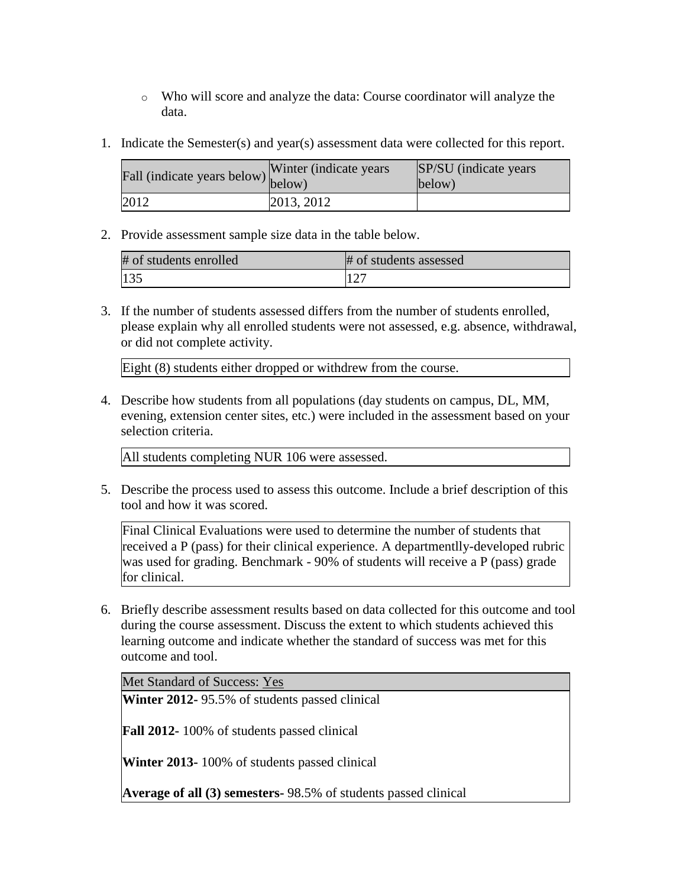- Who will score and analyze the data: Course coordinator will analyze the data.

1. Indicate the Semester(s) and year(s) assessment data were collected for this report.

| Fall (indicate years below) | Winter (indicate years below) | SP/SU (indicate years below) |
|---|---|---|
| 2012 | 2013, 2012 | |

2. Provide assessment sample size data in the table below.

| # of students enrolled | # of students assessed |
|---|---|
| 135 | 127 |

3. If the number of students assessed differs from the number of students enrolled, please explain why all enrolled students were not assessed, e.g. absence, withdrawal, or did not complete activity.

| Eight (8) students either dropped or withdrew from the course. |
|---|

4. Describe how students from all populations (day students on campus, DL, MM, evening, extension center sites, etc.) were included in the assessment based on your selection criteria.

| All students completing NUR 106 were assessed. |
|---|

5. Describe the process used to assess this outcome. Include a brief description of this tool and how it was scored.

| Final Clinical Evaluations were used to determine the number of students that received a P (pass) for their clinical experience. A departmentlly-developed rubric was used for grading. Benchmark - 90% of students will receive a P (pass) grade for clinical. |
|---|

6. Briefly describe assessment results based on data collected for this outcome and tool during the course assessment. Discuss the extent to which students achieved this learning outcome and indicate whether the standard of success was met for this outcome and tool.

| Met Standard of Success: Yes |
|---|
| **Winter 2012-** 95.5% of students passed clinical<br><br>**Fall 2012-** 100% of students passed clinical<br><br>**Winter 2013**- 100% of students passed clinical<br><br>**Average of all (3) semesters-** 98.5% of students passed clinical |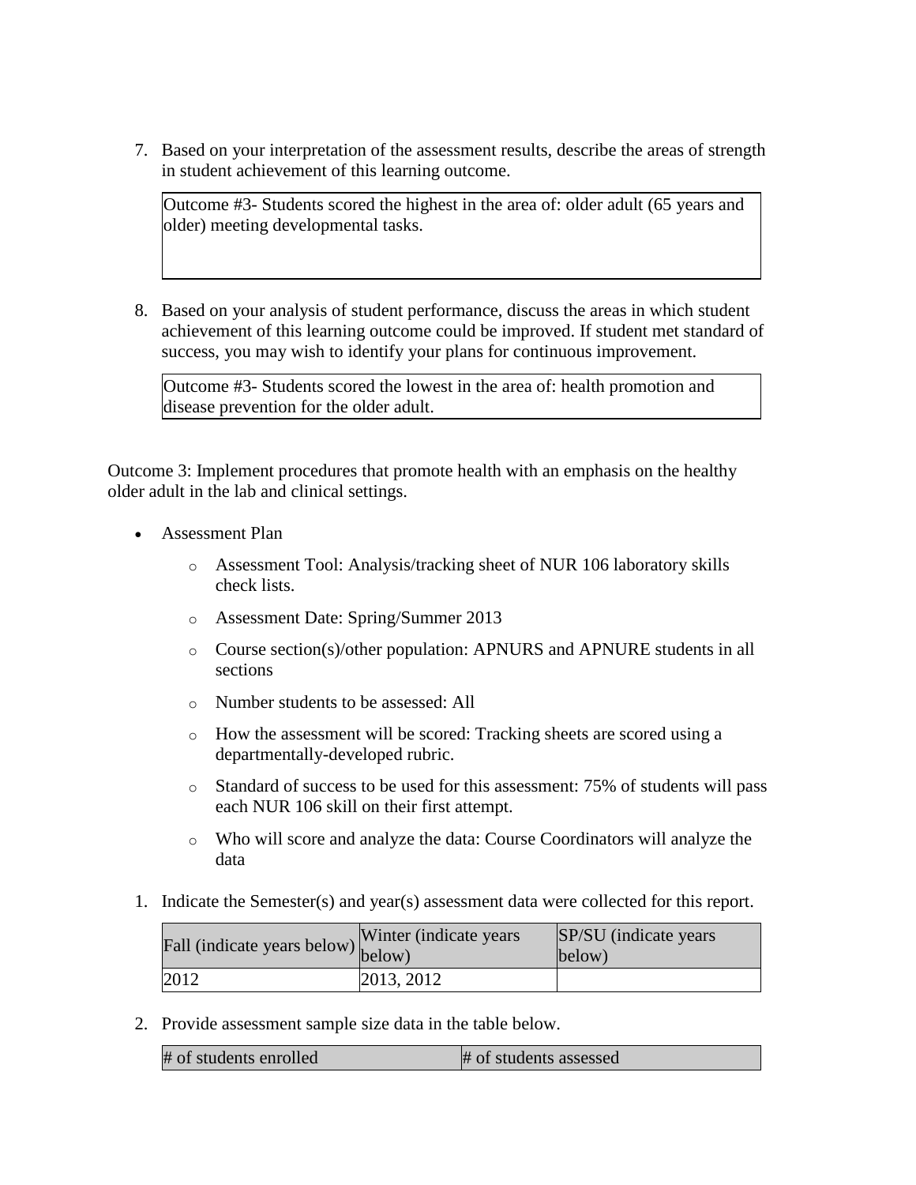7. Based on your interpretation of the assessment results, describe the areas of strength in student achievement of this learning outcome.

| Outcome #3- Students scored the highest in the area of: older adult (65 years and older) meeting developmental tasks. |
|---|

8. Based on your analysis of student performance, discuss the areas in which student achievement of this learning outcome could be improved. If student met standard of success, you may wish to identify your plans for continuous improvement.

| Outcome #3- Students scored the lowest in the area of: health promotion and disease prevention for the older adult. |
|---|

Outcome 3: Implement procedures that promote health with an emphasis on the healthy older adult in the lab and clinical settings.

- Assessment Plan
    - Assessment Tool: Analysis/tracking sheet of NUR 106 laboratory skills check lists.
    - Assessment Date: Spring/Summer 2013
    - Course section(s)/other population: APNURS and APNURE students in all sections
    - Number students to be assessed: All
    - How the assessment will be scored: Tracking sheets are scored using a departmentally-developed rubric.
    - Standard of success to be used for this assessment: 75% of students will pass each NUR 106 skill on their first attempt.
    - Who will score and analyze the data: Course Coordinators will analyze the data

1. Indicate the Semester(s) and year(s) assessment data were collected for this report.

| Fall (indicate years below) | Winter (indicate years below) | SP/SU (indicate years below) |
|---|---|---|
| 2012 | 2013, 2012 | |

2. Provide assessment sample size data in the table below.

| # of students enrolled | # of students assessed |
|---|---|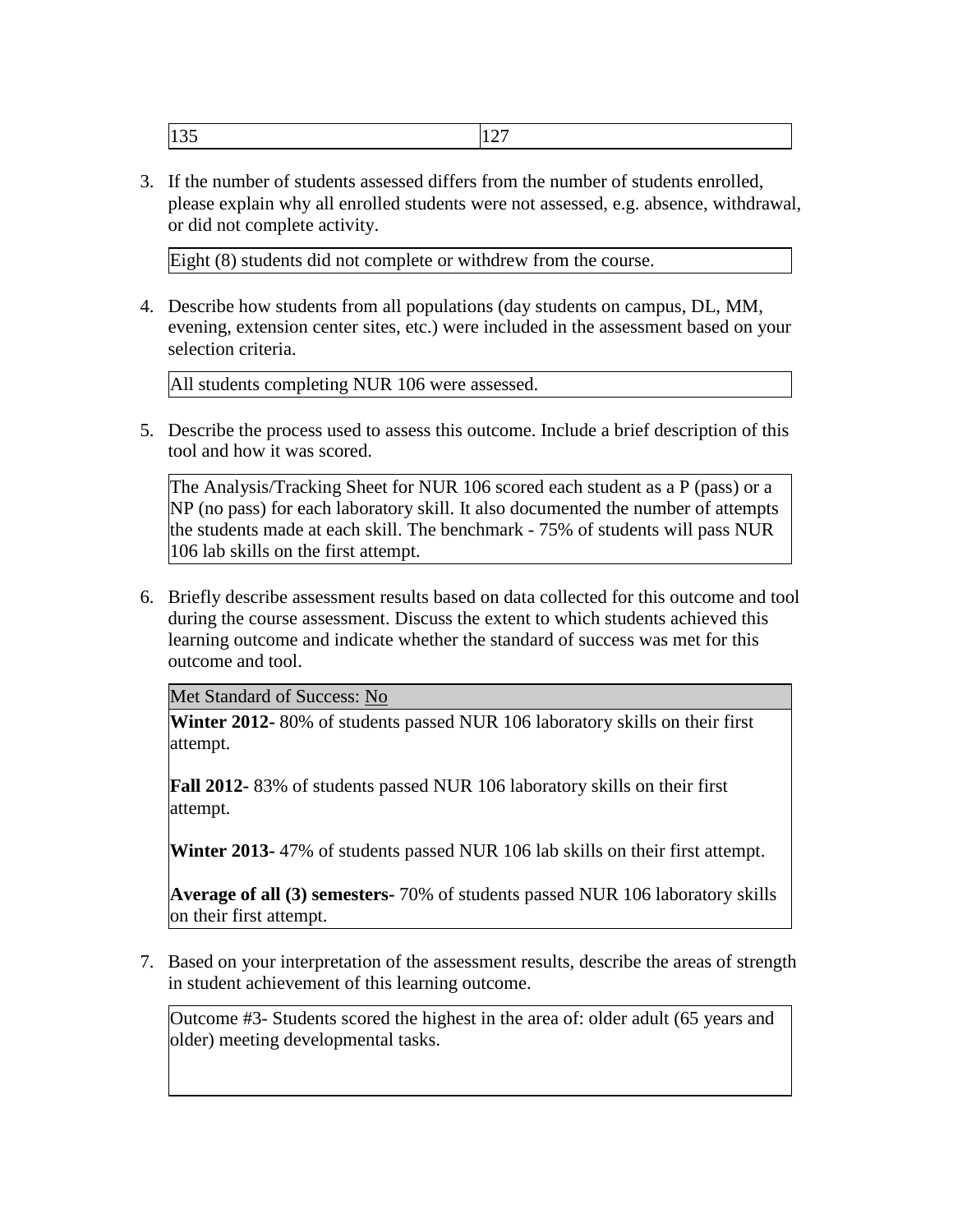| 135 | 127 |
|---|---|

3. If the number of students assessed differs from the number of students enrolled, please explain why all enrolled students were not assessed, e.g. absence, withdrawal, or did not complete activity.

| Eight (8) students did not complete or withdrew from the course. |
|---|

4. Describe how students from all populations (day students on campus, DL, MM, evening, extension center sites, etc.) were included in the assessment based on your selection criteria.

| All students completing NUR 106 were assessed. |
|---|

5. Describe the process used to assess this outcome. Include a brief description of this tool and how it was scored.

| The Analysis/Tracking Sheet for NUR 106 scored each student as a P (pass) or a NP (no pass) for each laboratory skill. It also documented the number of attempts the students made at each skill. The benchmark - 75% of students will pass NUR 106 lab skills on the first attempt. |
|---|

6. Briefly describe assessment results based on data collected for this outcome and tool during the course assessment. Discuss the extent to which students achieved this learning outcome and indicate whether the standard of success was met for this outcome and tool.

| Met Standard of Success: No |
|---|
| **Winter 2012-** 80% of students passed NUR 106 laboratory skills on their first attempt.<br><br>**Fall 2012-** 83% of students passed NUR 106 laboratory skills on their first attempt.<br><br>**Winter 2013**- 47% of students passed NUR 106 lab skills on their first attempt.<br><br>**Average of all (3) semesters-** 70% of students passed NUR 106 laboratory skills on their first attempt. |

7. Based on your interpretation of the assessment results, describe the areas of strength in student achievement of this learning outcome.

| Outcome #3- Students scored the highest in the area of: older adult (65 years and older) meeting developmental tasks. |
|---|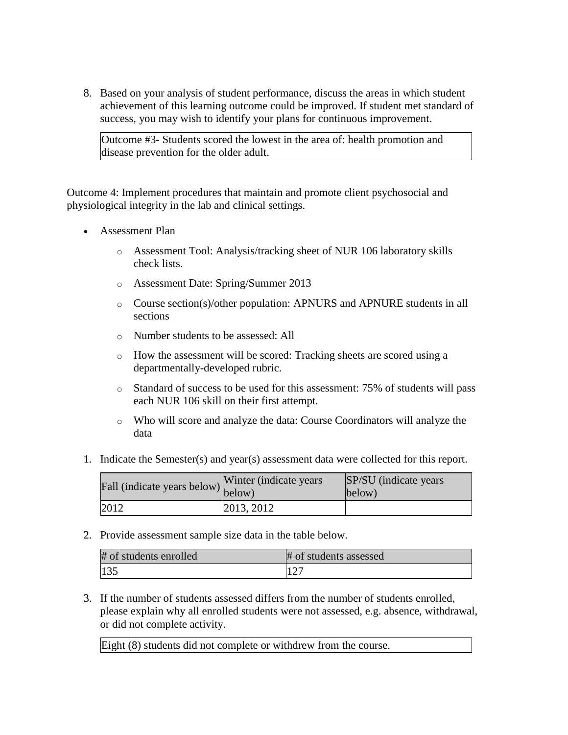8. Based on your analysis of student performance, discuss the areas in which student achievement of this learning outcome could be improved. If student met standard of success, you may wish to identify your plans for continuous improvement.

| Outcome #3- Students scored the lowest in the area of: health promotion and disease prevention for the older adult. |
|---|

Outcome 4: Implement procedures that maintain and promote client psychosocial and physiological integrity in the lab and clinical settings.

- Assessment Plan
  - Assessment Tool: Analysis/tracking sheet of NUR 106 laboratory skills check lists.
  - Assessment Date: Spring/Summer 2013
  - Course section(s)/other population: APNURS and APNURE students in all sections
  - Number students to be assessed: All
  - How the assessment will be scored: Tracking sheets are scored using a departmentally-developed rubric.
  - Standard of success to be used for this assessment: 75% of students will pass each NUR 106 skill on their first attempt.
  - Who will score and analyze the data: Course Coordinators will analyze the data

1. Indicate the Semester(s) and year(s) assessment data were collected for this report.

| Fall (indicate years below) | Winter (indicate years below) | SP/SU (indicate years below) |
|---|---|---|
| 2012 | 2013, 2012 | |

2. Provide assessment sample size data in the table below.

| # of students enrolled | # of students assessed |
|---|---|
| 135 | 127 |

3. If the number of students assessed differs from the number of students enrolled, please explain why all enrolled students were not assessed, e.g. absence, withdrawal, or did not complete activity.

| Eight (8) students did not complete or withdrew from the course. |
|---|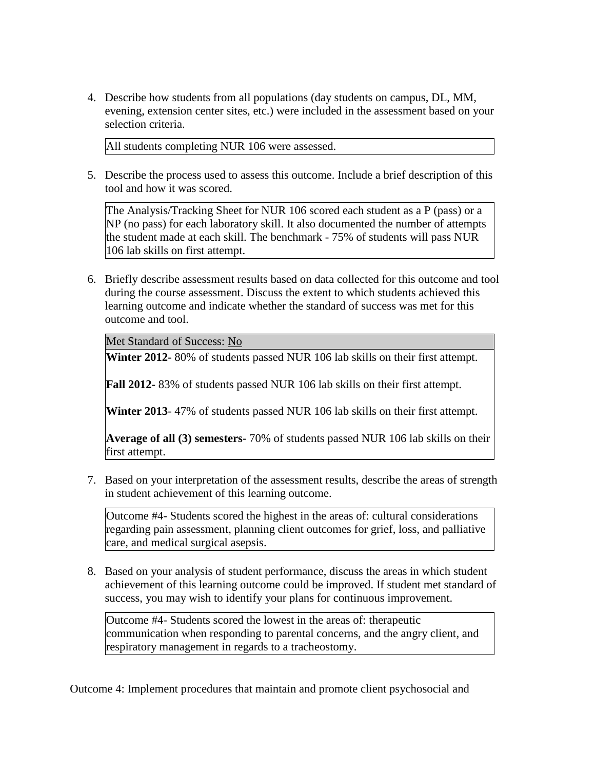4. Describe how students from all populations (day students on campus, DL, MM, evening, extension center sites, etc.) were included in the assessment based on your selection criteria.

   All students completing NUR 106 were assessed.

5. Describe the process used to assess this outcome. Include a brief description of this tool and how it was scored.

   The Analysis/Tracking Sheet for NUR 106 scored each student as a P (pass) or a NP (no pass) for each laboratory skill. It also documented the number of attempts the student made at each skill. The benchmark - 75% of students will pass NUR 106 lab skills on first attempt.

6. Briefly describe assessment results based on data collected for this outcome and tool during the course assessment. Discuss the extent to which students achieved this learning outcome and indicate whether the standard of success was met for this outcome and tool.

   Met Standard of Success: No

   **Winter 2012-** 80% of students passed NUR 106 lab skills on their first attempt.

   **Fall 2012-** 83% of students passed NUR 106 lab skills on their first attempt.

   **Winter 2013**- 47% of students passed NUR 106 lab skills on their first attempt.

   **Average of all (3) semesters-** 70% of students passed NUR 106 lab skills on their first attempt.

7. Based on your interpretation of the assessment results, describe the areas of strength in student achievement of this learning outcome.

   Outcome #4- Students scored the highest in the areas of: cultural considerations regarding pain assessment, planning client outcomes for grief, loss, and palliative care, and medical surgical asepsis.

8. Based on your analysis of student performance, discuss the areas in which student achievement of this learning outcome could be improved. If student met standard of success, you may wish to identify your plans for continuous improvement.

   Outcome #4- Students scored the lowest in the areas of: therapeutic communication when responding to parental concerns, and the angry client, and respiratory management in regards to a tracheostomy.

Outcome 4: Implement procedures that maintain and promote client psychosocial and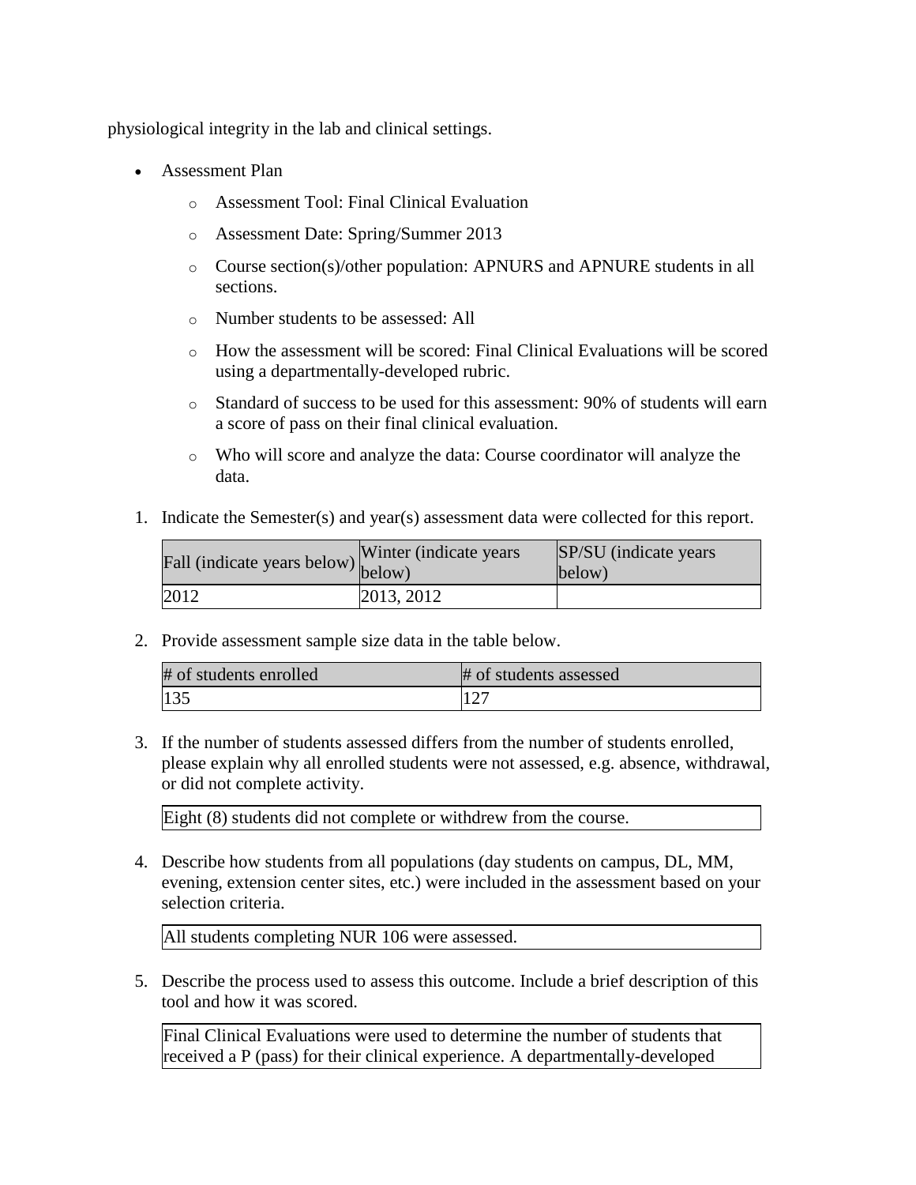physiological integrity in the lab and clinical settings.

- Assessment Plan
  - Assessment Tool: Final Clinical Evaluation
  - Assessment Date: Spring/Summer 2013
  - Course section(s)/other population: APNURS and APNURE students in all sections.
  - Number students to be assessed: All
  - How the assessment will be scored: Final Clinical Evaluations will be scored using a departmentally-developed rubric.
  - Standard of success to be used for this assessment: 90% of students will earn a score of pass on their final clinical evaluation.
  - Who will score and analyze the data: Course coordinator will analyze the data.

1. Indicate the Semester(s) and year(s) assessment data were collected for this report.

| Fall (indicate years below) | Winter (indicate years below) | SP/SU (indicate years below) |
|---|---|---|
| 2012 | 2013, 2012 | |

2. Provide assessment sample size data in the table below.

| # of students enrolled | # of students assessed |
|---|---|
| 135 | 127 |

3. If the number of students assessed differs from the number of students enrolled, please explain why all enrolled students were not assessed, e.g. absence, withdrawal, or did not complete activity.

Eight (8) students did not complete or withdrew from the course.

4. Describe how students from all populations (day students on campus, DL, MM, evening, extension center sites, etc.) were included in the assessment based on your selection criteria.

All students completing NUR 106 were assessed.

5. Describe the process used to assess this outcome. Include a brief description of this tool and how it was scored.

Final Clinical Evaluations were used to determine the number of students that received a P (pass) for their clinical experience. A departmentally-developed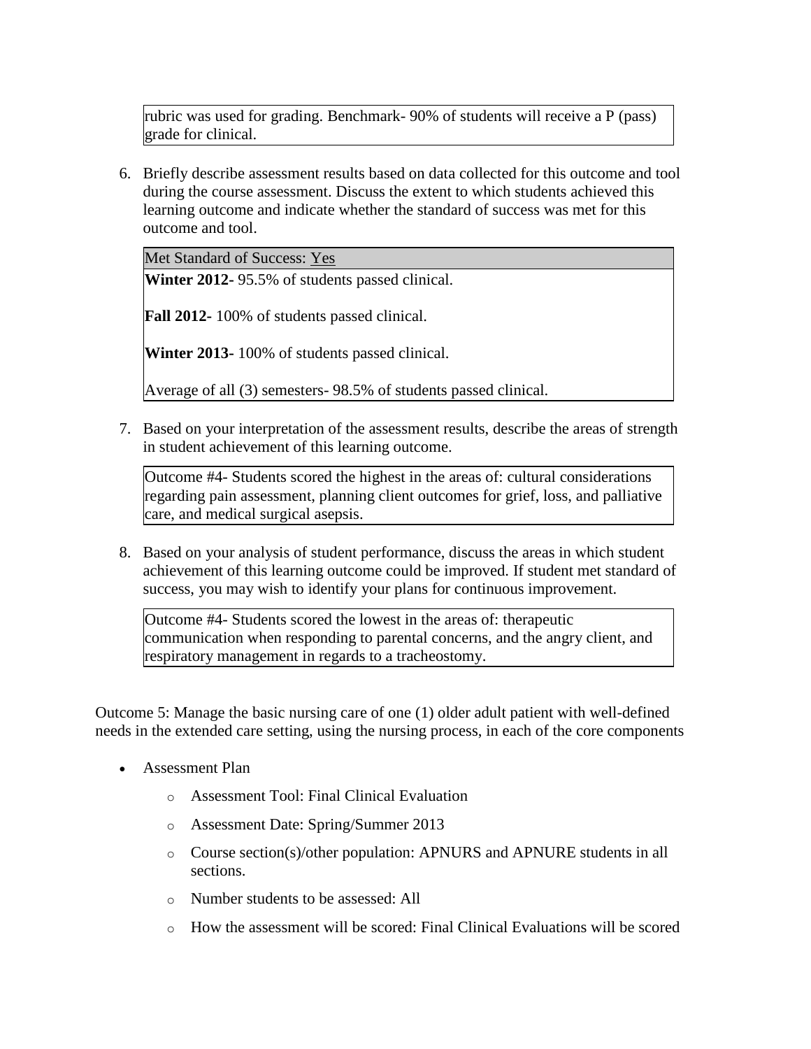rubric was used for grading. Benchmark- 90% of students will receive a P (pass) grade for clinical.

6. Briefly describe assessment results based on data collected for this outcome and tool during the course assessment. Discuss the extent to which students achieved this learning outcome and indicate whether the standard of success was met for this outcome and tool.

| Met Standard of Success: Yes |
|---|
| **Winter 2012-** 95.5% of students passed clinical.<br><br>**Fall 2012-** 100% of students passed clinical.<br><br>**Winter 2013**- 100% of students passed clinical.<br><br>Average of all (3) semesters- 98.5% of students passed clinical. |

7. Based on your interpretation of the assessment results, describe the areas of strength in student achievement of this learning outcome.

| Outcome #4- Students scored the highest in the areas of: cultural considerations regarding pain assessment, planning client outcomes for grief, loss, and palliative care, and medical surgical asepsis. |
|---|

8. Based on your analysis of student performance, discuss the areas in which student achievement of this learning outcome could be improved. If student met standard of success, you may wish to identify your plans for continuous improvement.

| Outcome #4- Students scored the lowest in the areas of: therapeutic communication when responding to parental concerns, and the angry client, and respiratory management in regards to a tracheostomy. |
|---|

Outcome 5: Manage the basic nursing care of one (1) older adult patient with well-defined needs in the extended care setting, using the nursing process, in each of the core components

- Assessment Plan
  - Assessment Tool: Final Clinical Evaluation
  - Assessment Date: Spring/Summer 2013
  - Course section(s)/other population: APNURS and APNURE students in all sections.
  - Number students to be assessed: All
  - How the assessment will be scored: Final Clinical Evaluations will be scored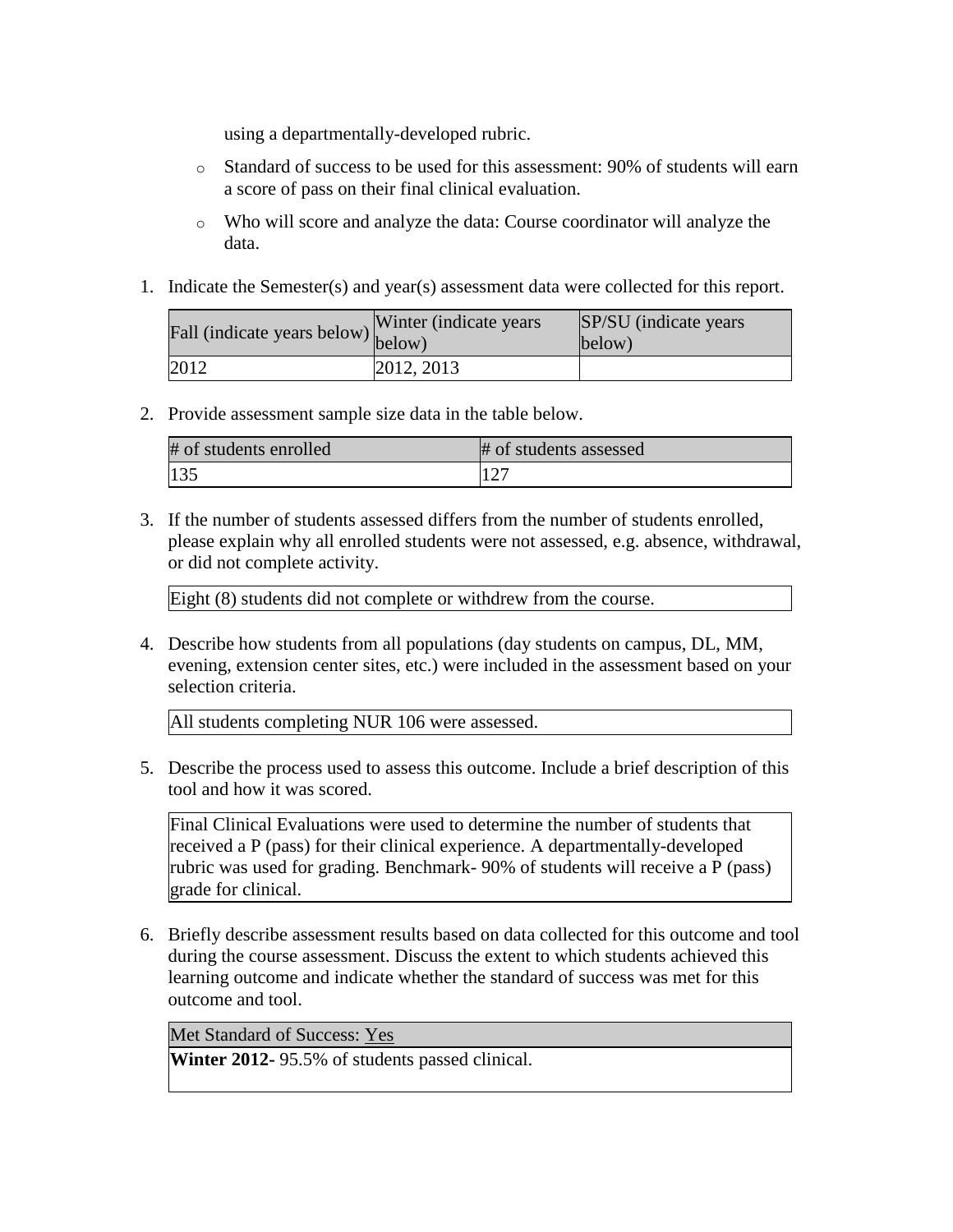using a departmentally-developed rubric.

- Standard of success to be used for this assessment: 90% of students will earn a score of pass on their final clinical evaluation.
- Who will score and analyze the data: Course coordinator will analyze the data.

1. Indicate the Semester(s) and year(s) assessment data were collected for this report.

| Fall (indicate years below) | Winter (indicate years below) | SP/SU (indicate years below) |
| --- | --- | --- |
| 2012 | 2012, 2013 | |

2. Provide assessment sample size data in the table below.

| # of students enrolled | # of students assessed |
| --- | --- |
| 135 | 127 |

3. If the number of students assessed differs from the number of students enrolled, please explain why all enrolled students were not assessed, e.g. absence, withdrawal, or did not complete activity.

| Eight (8) students did not complete or withdrew from the course. |
| --- |

4. Describe how students from all populations (day students on campus, DL, MM, evening, extension center sites, etc.) were included in the assessment based on your selection criteria.

| All students completing NUR 106 were assessed. |
| --- |

5. Describe the process used to assess this outcome. Include a brief description of this tool and how it was scored.

| Final Clinical Evaluations were used to determine the number of students that received a P (pass) for their clinical experience. A departmentally-developed rubric was used for grading. Benchmark- 90% of students will receive a P (pass) grade for clinical. |
| --- |

6. Briefly describe assessment results based on data collected for this outcome and tool during the course assessment. Discuss the extent to which students achieved this learning outcome and indicate whether the standard of success was met for this outcome and tool.

| Met Standard of Success: Yes |
| --- |
| **Winter 2012-** 95.5% of students passed clinical. |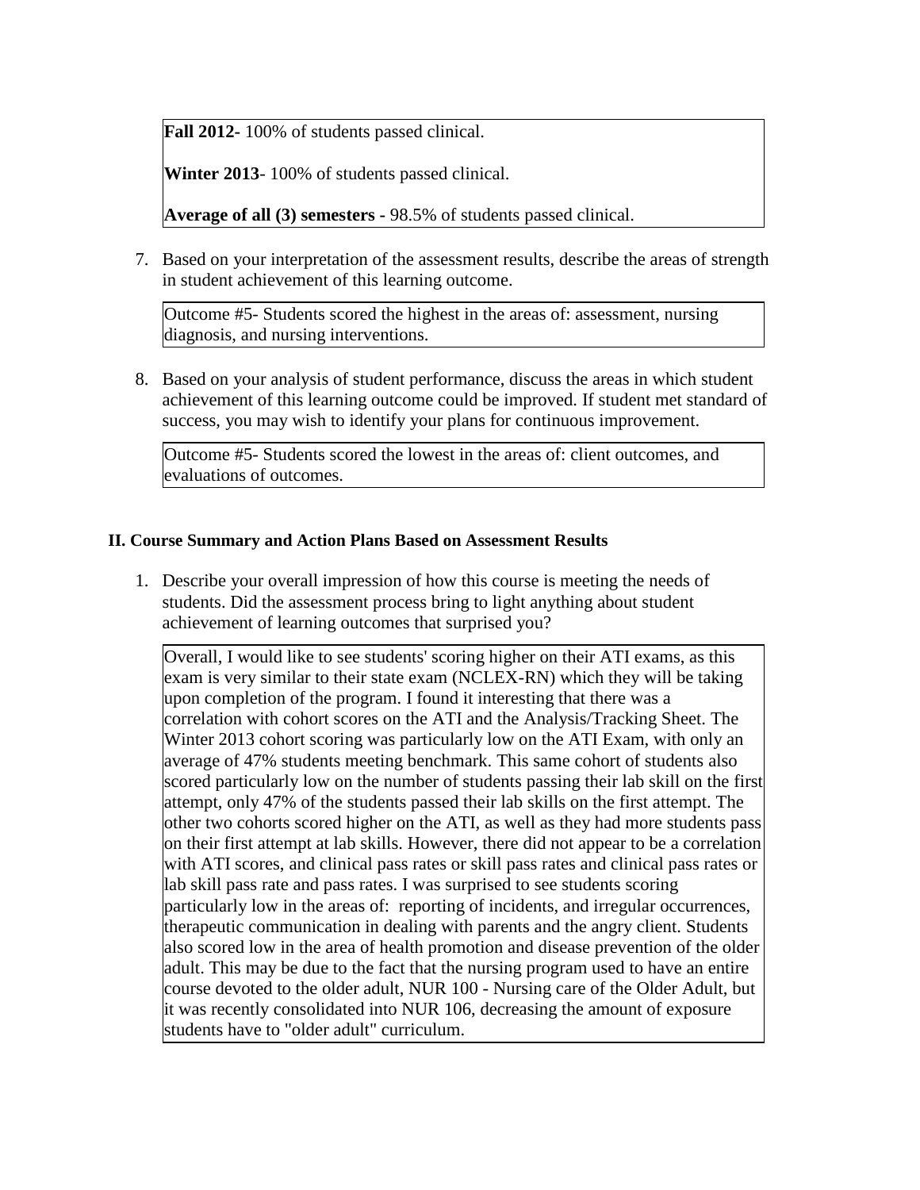**Fall 2012-** 100% of students passed clinical.

**Winter 2013**- 100% of students passed clinical.

**Average of all (3) semesters -** 98.5% of students passed clinical.

7. Based on your interpretation of the assessment results, describe the areas of strength in student achievement of this learning outcome.

Outcome #5- Students scored the highest in the areas of: assessment, nursing diagnosis, and nursing interventions.

8. Based on your analysis of student performance, discuss the areas in which student achievement of this learning outcome could be improved. If student met standard of success, you may wish to identify your plans for continuous improvement.

Outcome #5- Students scored the lowest in the areas of: client outcomes, and evaluations of outcomes.

**II. Course Summary and Action Plans Based on Assessment Results**

1. Describe your overall impression of how this course is meeting the needs of students. Did the assessment process bring to light anything about student achievement of learning outcomes that surprised you?

Overall, I would like to see students' scoring higher on their ATI exams, as this exam is very similar to their state exam (NCLEX-RN) which they will be taking upon completion of the program. I found it interesting that there was a correlation with cohort scores on the ATI and the Analysis/Tracking Sheet. The Winter 2013 cohort scoring was particularly low on the ATI Exam, with only an average of 47% students meeting benchmark. This same cohort of students also scored particularly low on the number of students passing their lab skill on the first attempt, only 47% of the students passed their lab skills on the first attempt. The other two cohorts scored higher on the ATI, as well as they had more students pass on their first attempt at lab skills. However, there did not appear to be a correlation with ATI scores, and clinical pass rates or skill pass rates and clinical pass rates or lab skill pass rate and pass rates. I was surprised to see students scoring particularly low in the areas of: reporting of incidents, and irregular occurrences, therapeutic communication in dealing with parents and the angry client. Students also scored low in the area of health promotion and disease prevention of the older adult. This may be due to the fact that the nursing program used to have an entire course devoted to the older adult, NUR 100 - Nursing care of the Older Adult, but it was recently consolidated into NUR 106, decreasing the amount of exposure students have to "older adult" curriculum.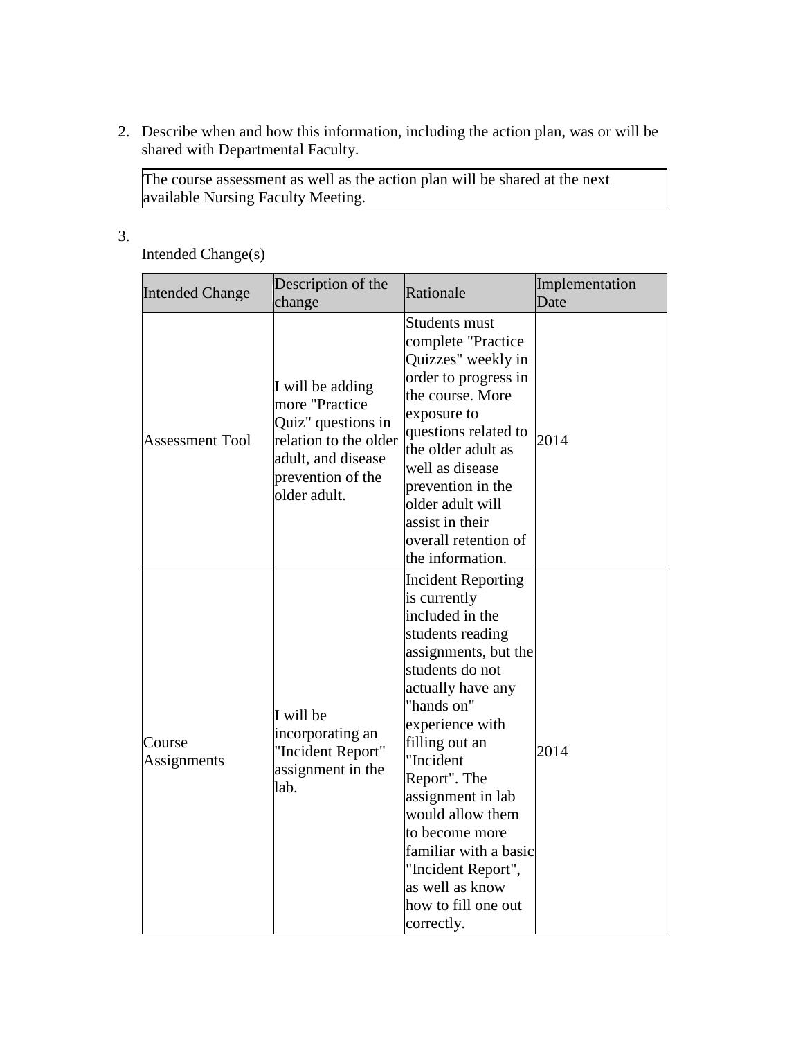2. Describe when and how this information, including the action plan, was or will be shared with Departmental Faculty.

| The course assessment as well as the action plan will be shared at the next available Nursing Faculty Meeting. |
|---|

3.

Intended Change(s)

| Intended Change | Description of the change | Rationale | Implementation Date |
|---|---|---|---|
| Assessment Tool | I will be adding more "Practice Quiz" questions in relation to the older adult, and disease prevention of the older adult. | Students must complete "Practice Quizzes" weekly in order to progress in the course. More exposure to questions related to the older adult as well as disease prevention in the older adult will assist in their overall retention of the information. | 2014 |
| Course Assignments | I will be incorporating an "Incident Report" assignment in the lab. | Incident Reporting is currently included in the students reading assignments, but the students do not actually have any "hands on" experience with filling out an "Incident Report". The assignment in lab would allow them to become more familiar with a basic "Incident Report", as well as know how to fill one out correctly. | 2014 |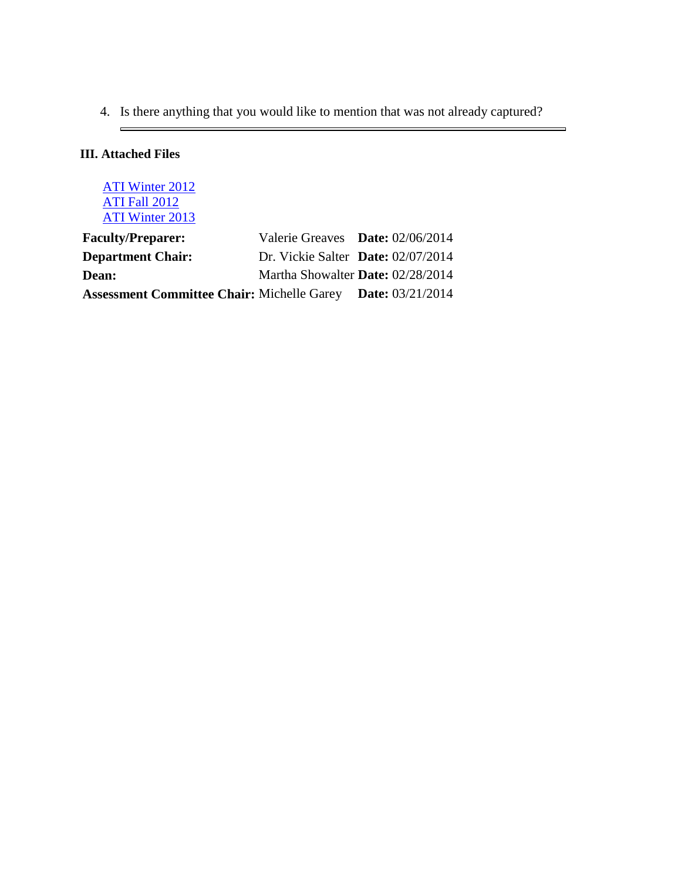4. Is there anything that you would like to mention that was not already captured?

---

**III. Attached Files**

ATI Winter 2012
ATI Fall 2012
ATI Winter 2013

| | | |
|---|---|---|
| **Faculty/Preparer:** | Valerie Greaves | **Date:** 02/06/2014 |
| **Department Chair:** | Dr. Vickie Salter | **Date:** 02/07/2014 |
| **Dean:** | Martha Showalter | **Date:** 02/28/2014 |
| **Assessment Committee Chair:** | Michelle Garey | **Date:** 03/21/2014 |